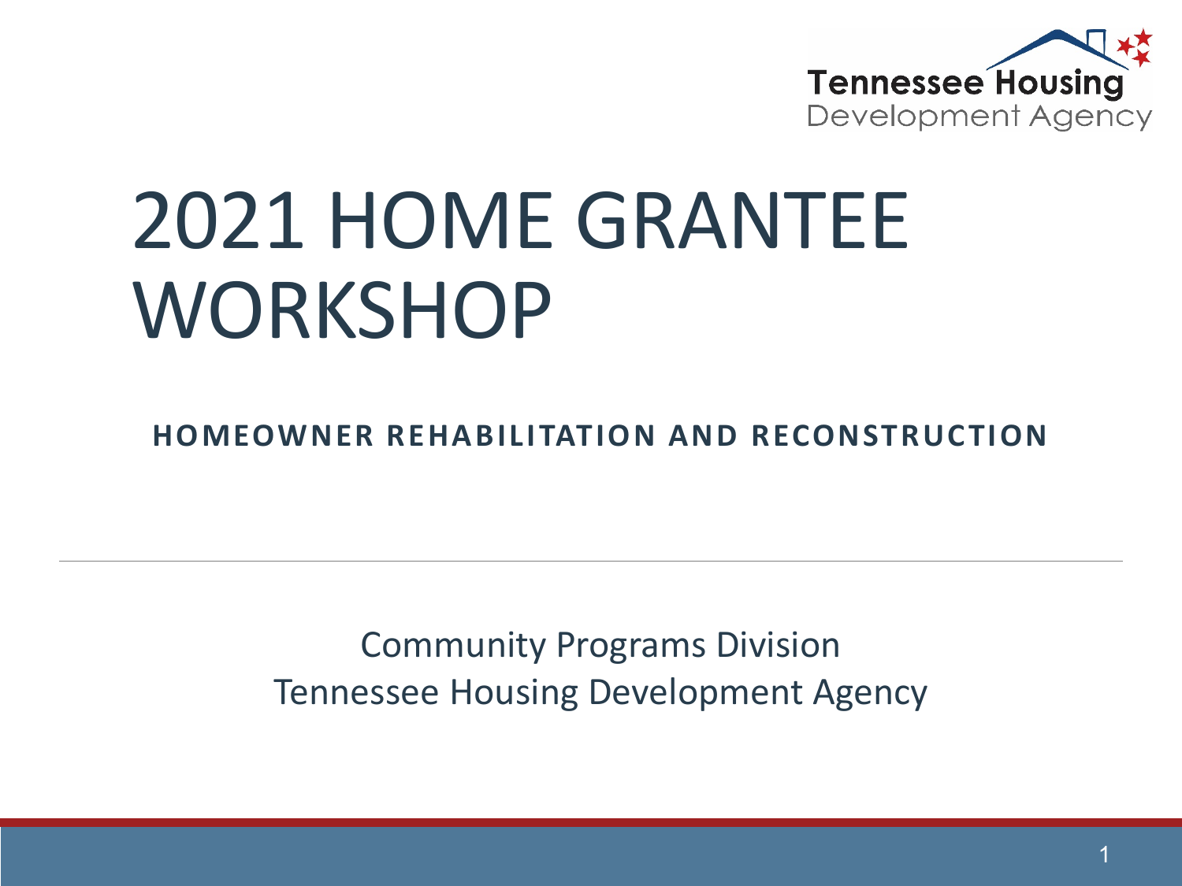Tennessee Housing Development Agency

# 2021 HOME GRANTEE WORKSHOP

**HOMEOWNER REHABILITATION AND RECONSTRUCTION**

Community Programs Division
Tennessee Housing Development Agency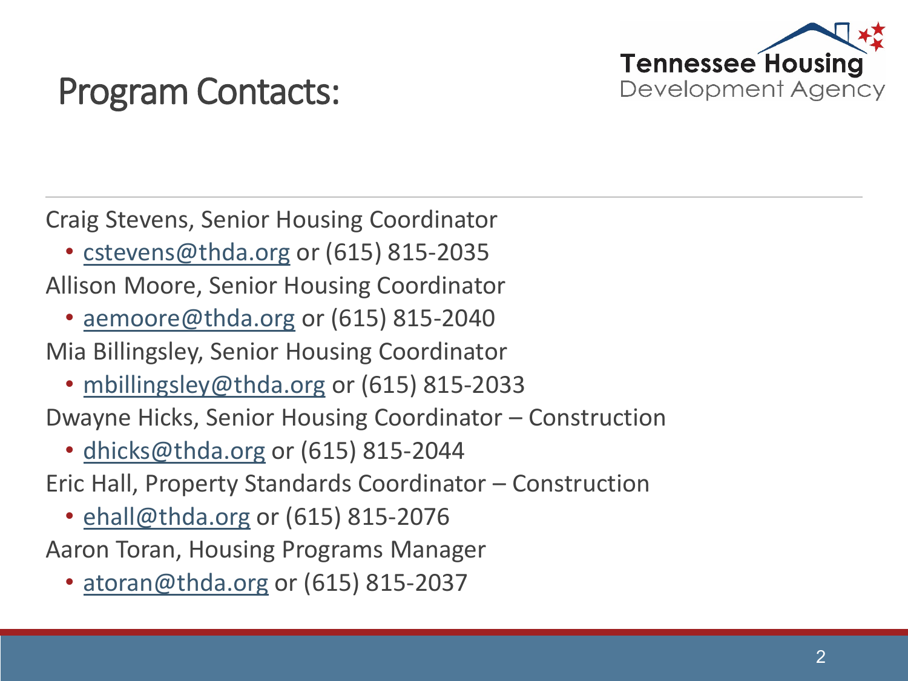# Program Contacts:

Craig Stevens, Senior Housing Coordinator

- cstevens@thda.org or (615) 815-2035

Allison Moore, Senior Housing Coordinator

- aemoore@thda.org or (615) 815-2040

Mia Billingsley, Senior Housing Coordinator

- mbillingsley@thda.org or (615) 815-2033

Dwayne Hicks, Senior Housing Coordinator – Construction

- dhicks@thda.org or (615) 815-2044

Eric Hall, Property Standards Coordinator – Construction

- ehall@thda.org or (615) 815-2076

Aaron Toran, Housing Programs Manager

- atoran@thda.org or (615) 815-2037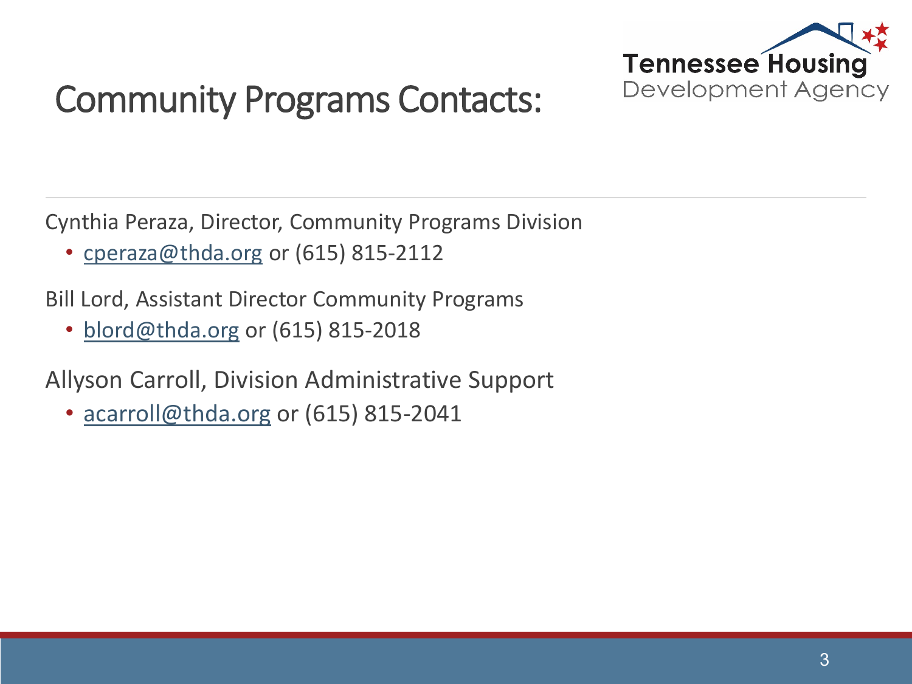# Community Programs Contacts:

Cynthia Peraza, Director, Community Programs Division

- cperaza@thda.org or (615) 815-2112

Bill Lord, Assistant Director Community Programs

- blord@thda.org or (615) 815-2018

Allyson Carroll, Division Administrative Support

- acarroll@thda.org or (615) 815-2041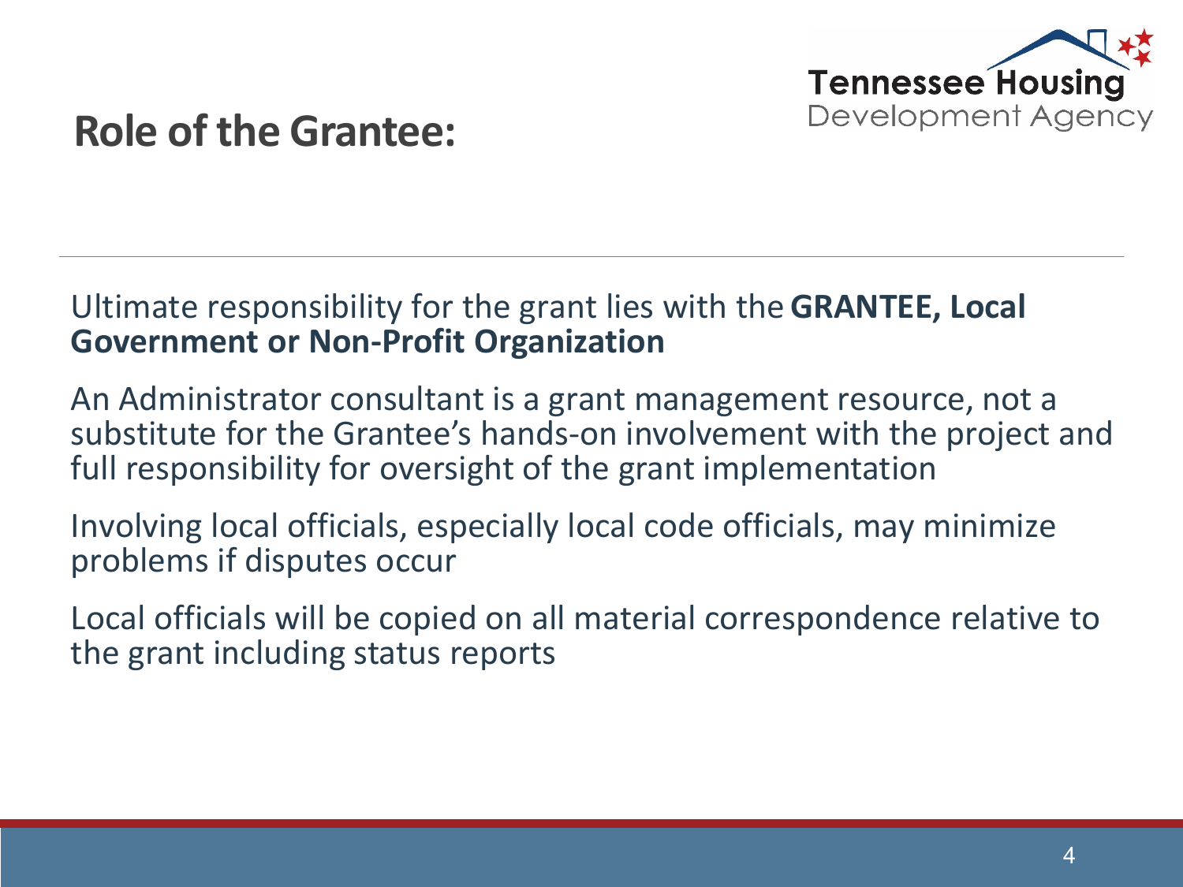## Role of the Grantee:

Ultimate responsibility for the grant lies with the **GRANTEE, Local Government or Non-Profit Organization**

An Administrator consultant is a grant management resource, not a substitute for the Grantee's hands-on involvement with the project and full responsibility for oversight of the grant implementation

Involving local officials, especially local code officials, may minimize problems if disputes occur

Local officials will be copied on all material correspondence relative to the grant including status reports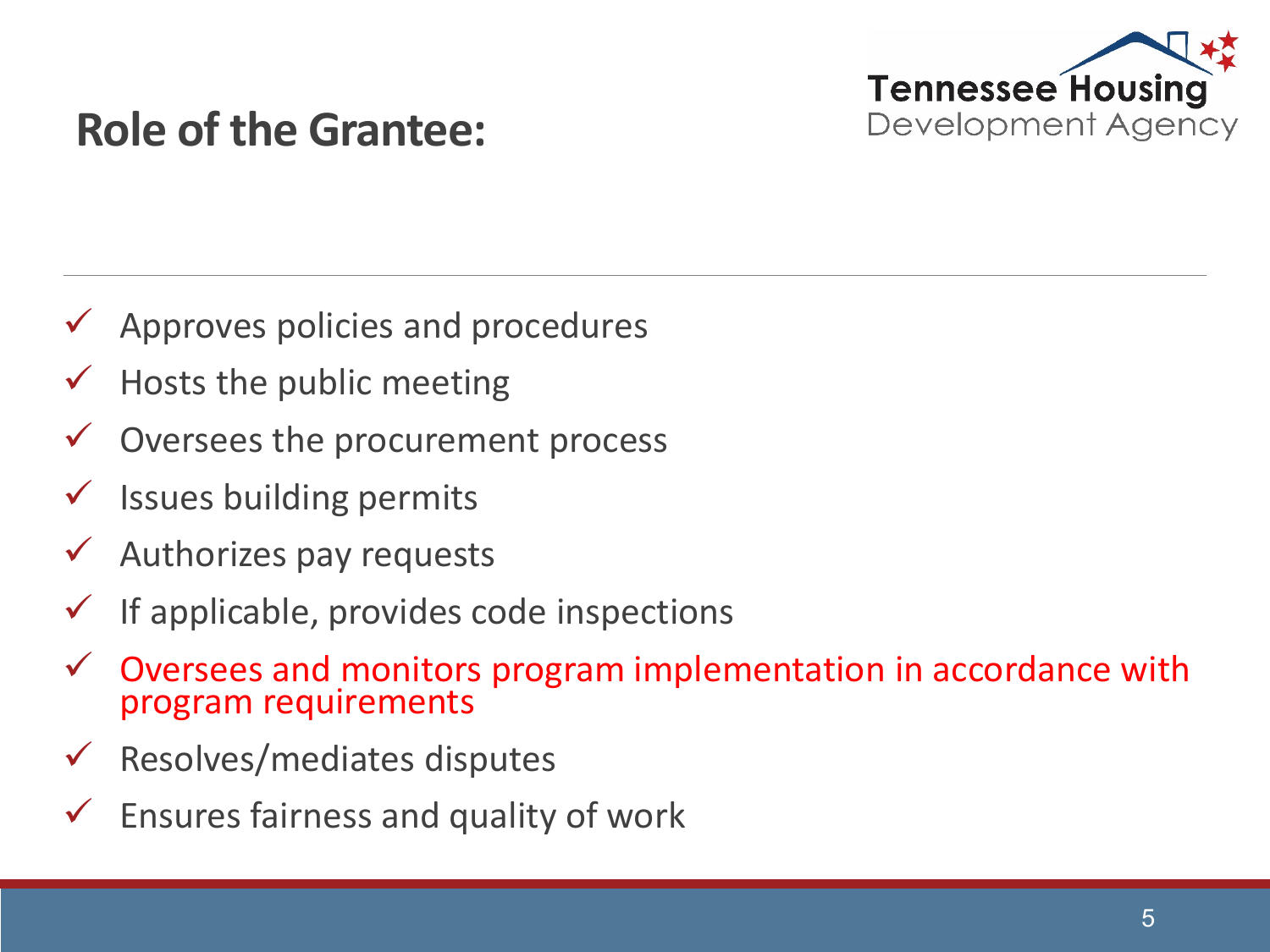# Role of the Grantee:

- Approves policies and procedures
- Hosts the public meeting
- Oversees the procurement process
- Issues building permits
- Authorizes pay requests
- If applicable, provides code inspections
- Oversees and monitors program implementation in accordance with program requirements
- Resolves/mediates disputes
- Ensures fairness and quality of work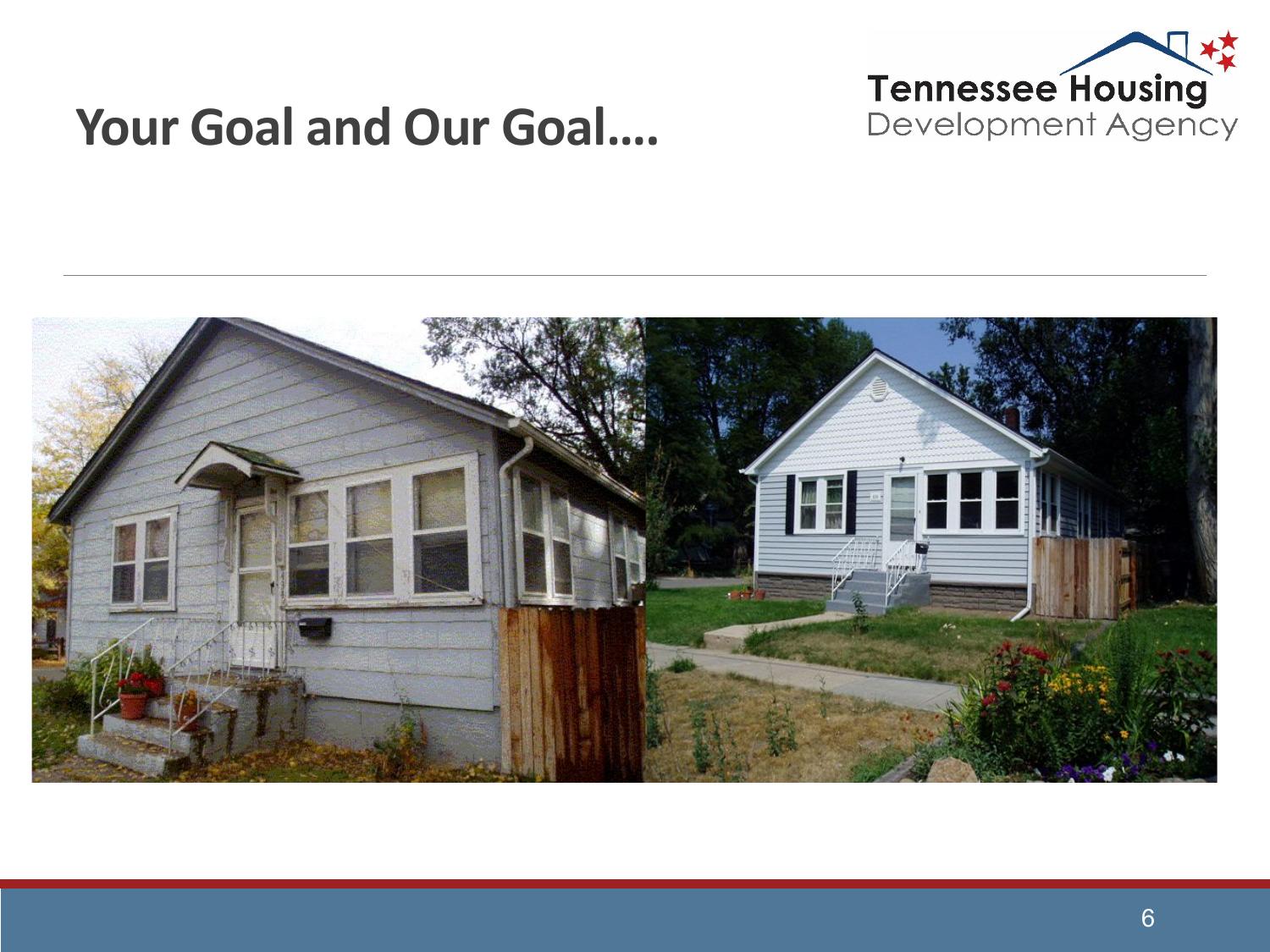# Your Goal and Our Goal….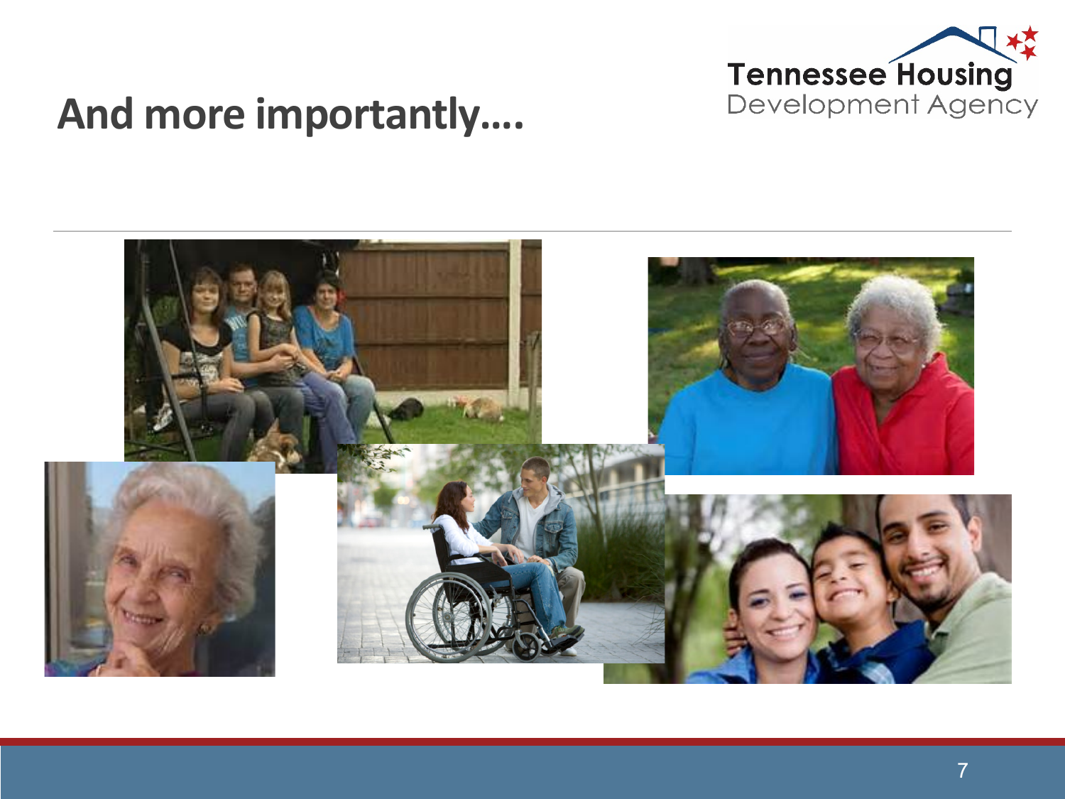# And more importantly....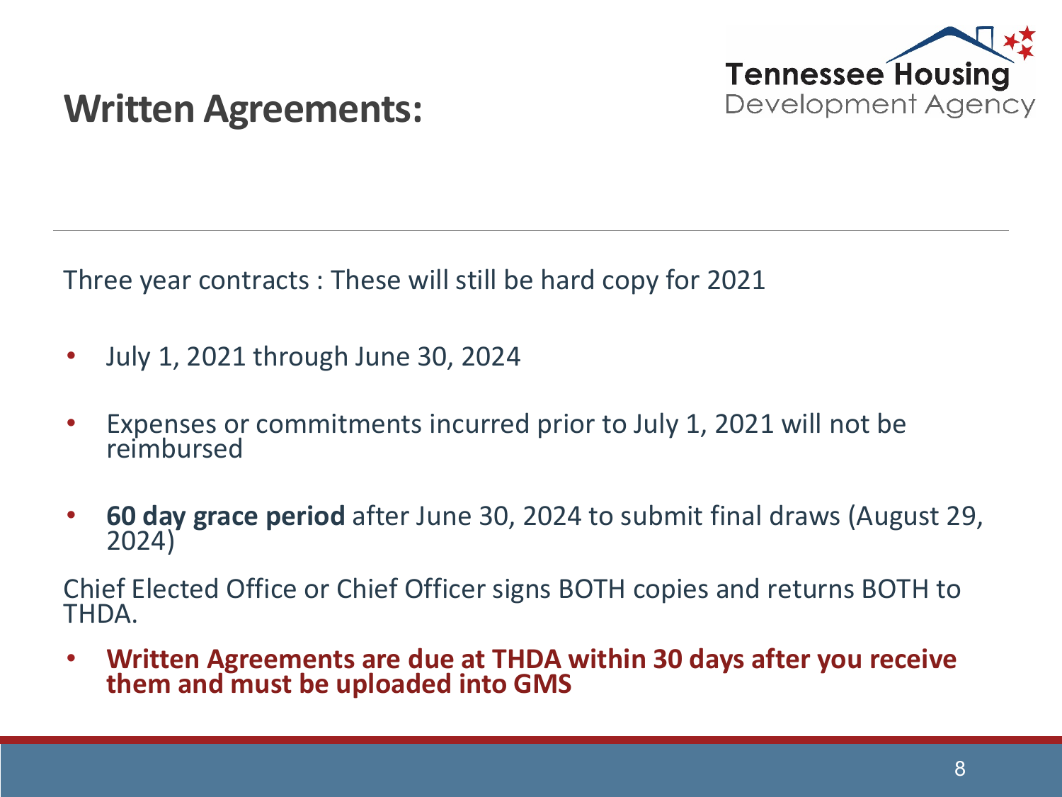# Written Agreements:

Three year contracts : These will still be hard copy for 2021

- July 1, 2021 through June 30, 2024
- Expenses or commitments incurred prior to July 1, 2021 will not be reimbursed
- **60 day grace period** after June 30, 2024 to submit final draws (August 29, 2024)

Chief Elected Office or Chief Officer signs BOTH copies and returns BOTH to THDA.

- **Written Agreements are due at THDA within 30 days after you receive them and must be uploaded into GMS**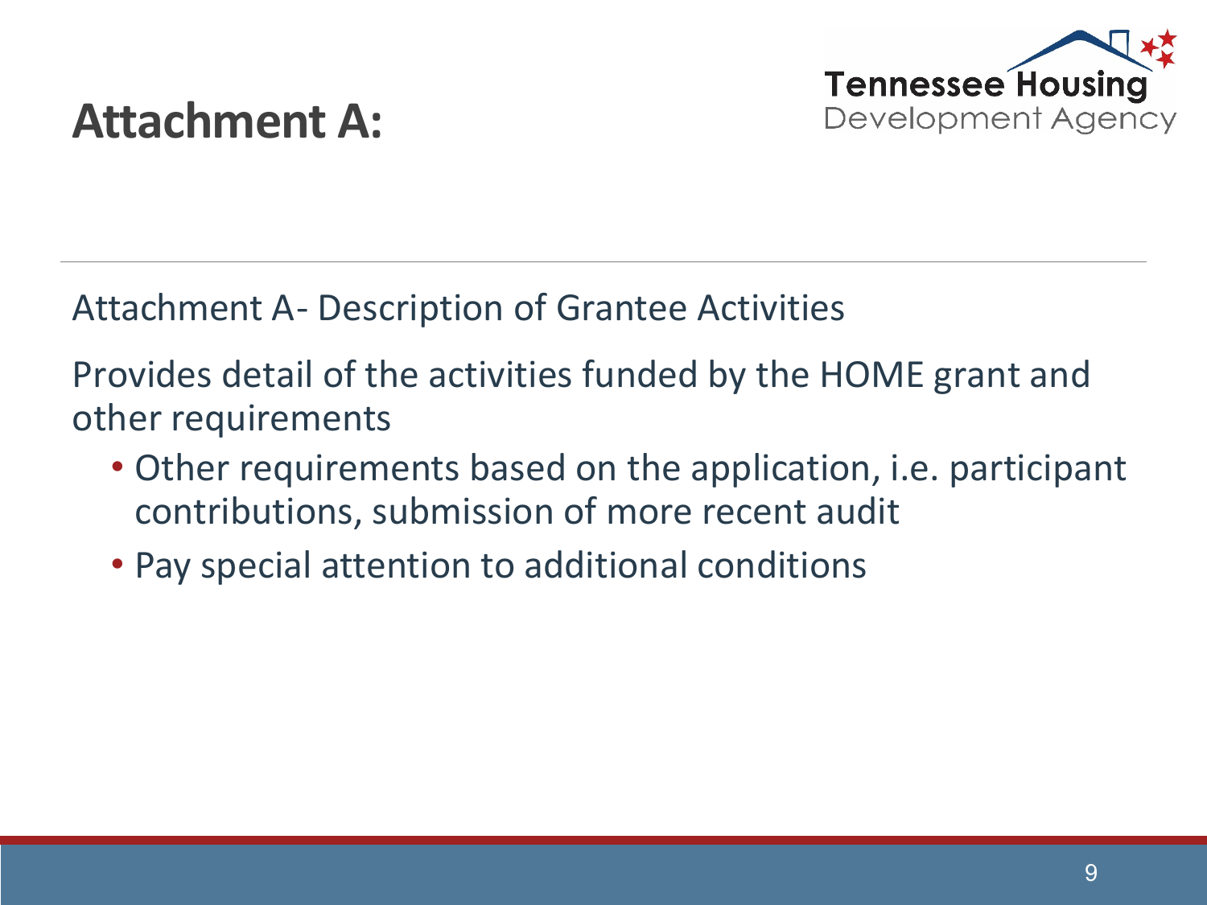# Attachment A:

Attachment A- Description of Grantee Activities

Provides detail of the activities funded by the HOME grant and other requirements

- Other requirements based on the application, i.e. participant contributions, submission of more recent audit
- Pay special attention to additional conditions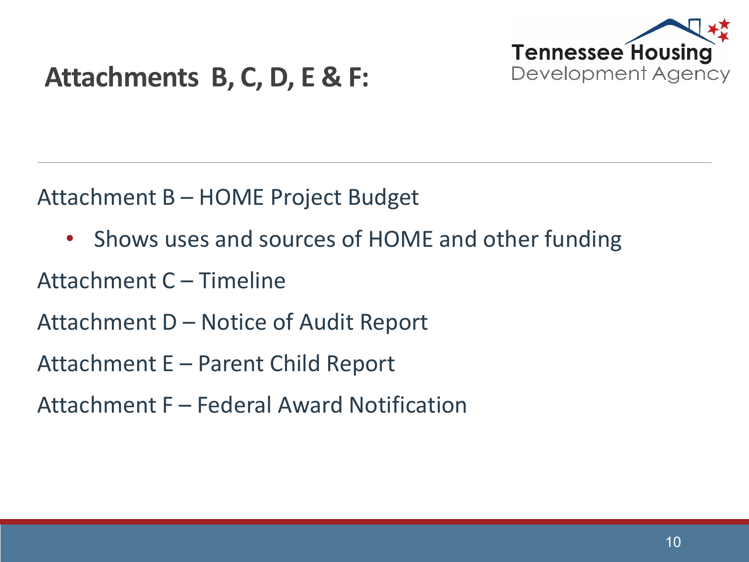# Attachments B, C, D, E & F:

Attachment B – HOME Project Budget

- Shows uses and sources of HOME and other funding

Attachment C – Timeline

Attachment D – Notice of Audit Report

Attachment E – Parent Child Report

Attachment F – Federal Award Notification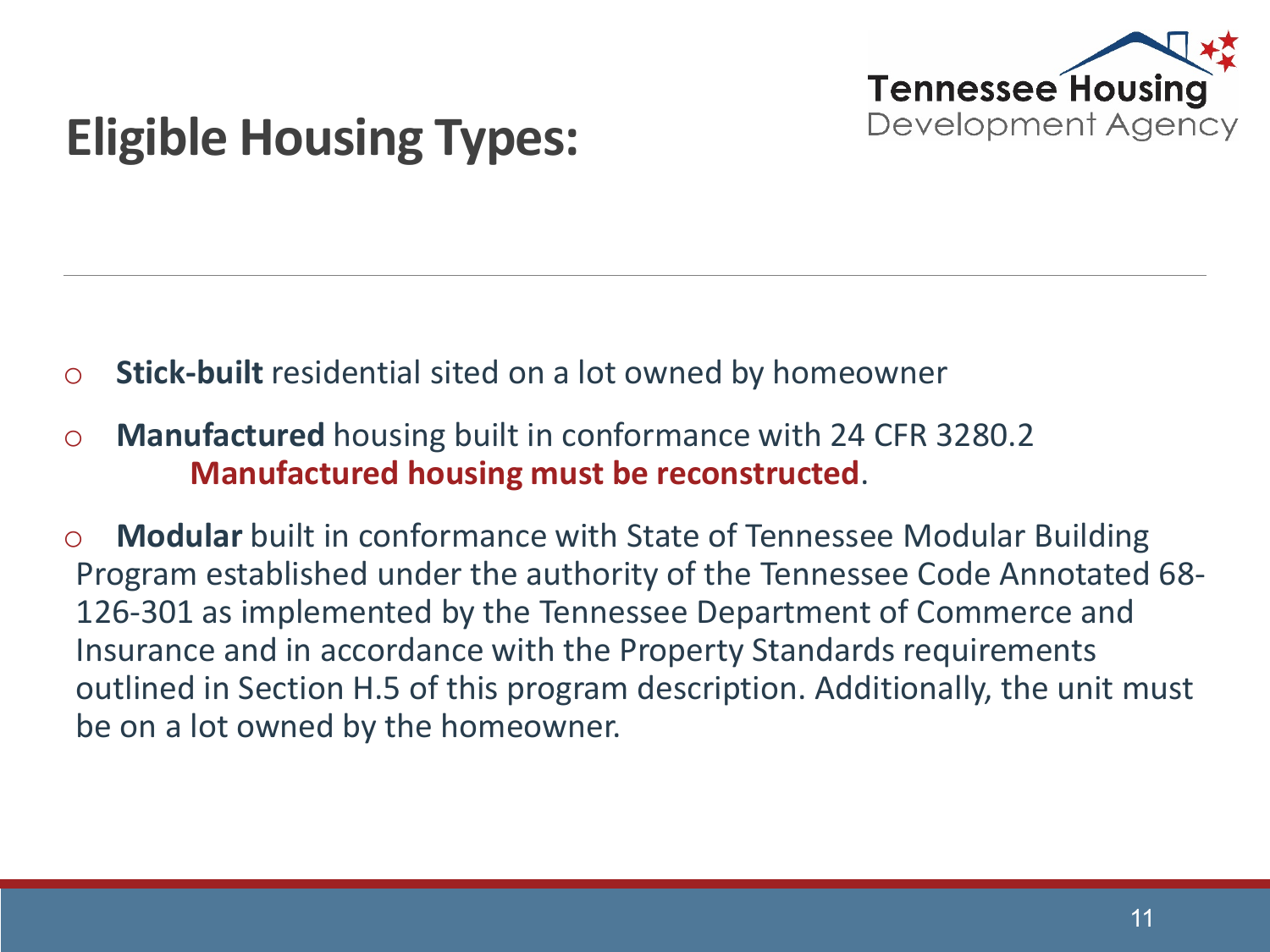# Eligible Housing Types:

- **Stick-built** residential sited on a lot owned by homeowner
- **Manufactured** housing built in conformance with 24 CFR 3280.2
  **Manufactured housing must be reconstructed**.
- **Modular** built in conformance with State of Tennessee Modular Building Program established under the authority of the Tennessee Code Annotated 68-126-301 as implemented by the Tennessee Department of Commerce and Insurance and in accordance with the Property Standards requirements outlined in Section H.5 of this program description. Additionally, the unit must be on a lot owned by the homeowner.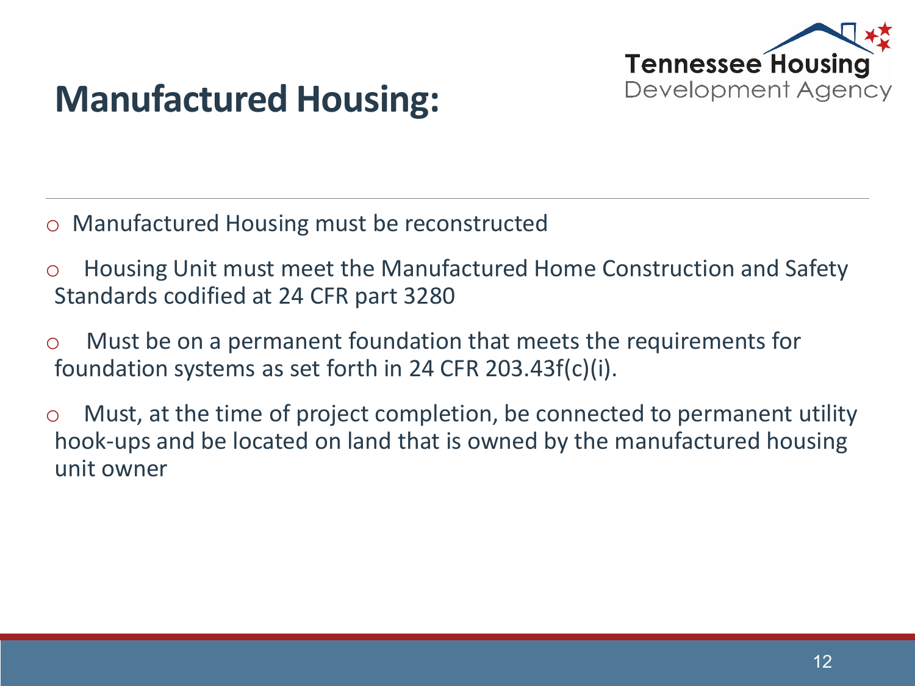# Manufactured Housing:

- Manufactured Housing must be reconstructed
- Housing Unit must meet the Manufactured Home Construction and Safety Standards codified at 24 CFR part 3280
- Must be on a permanent foundation that meets the requirements for foundation systems as set forth in 24 CFR 203.43f(c)(i).
- Must, at the time of project completion, be connected to permanent utility hook-ups and be located on land that is owned by the manufactured housing unit owner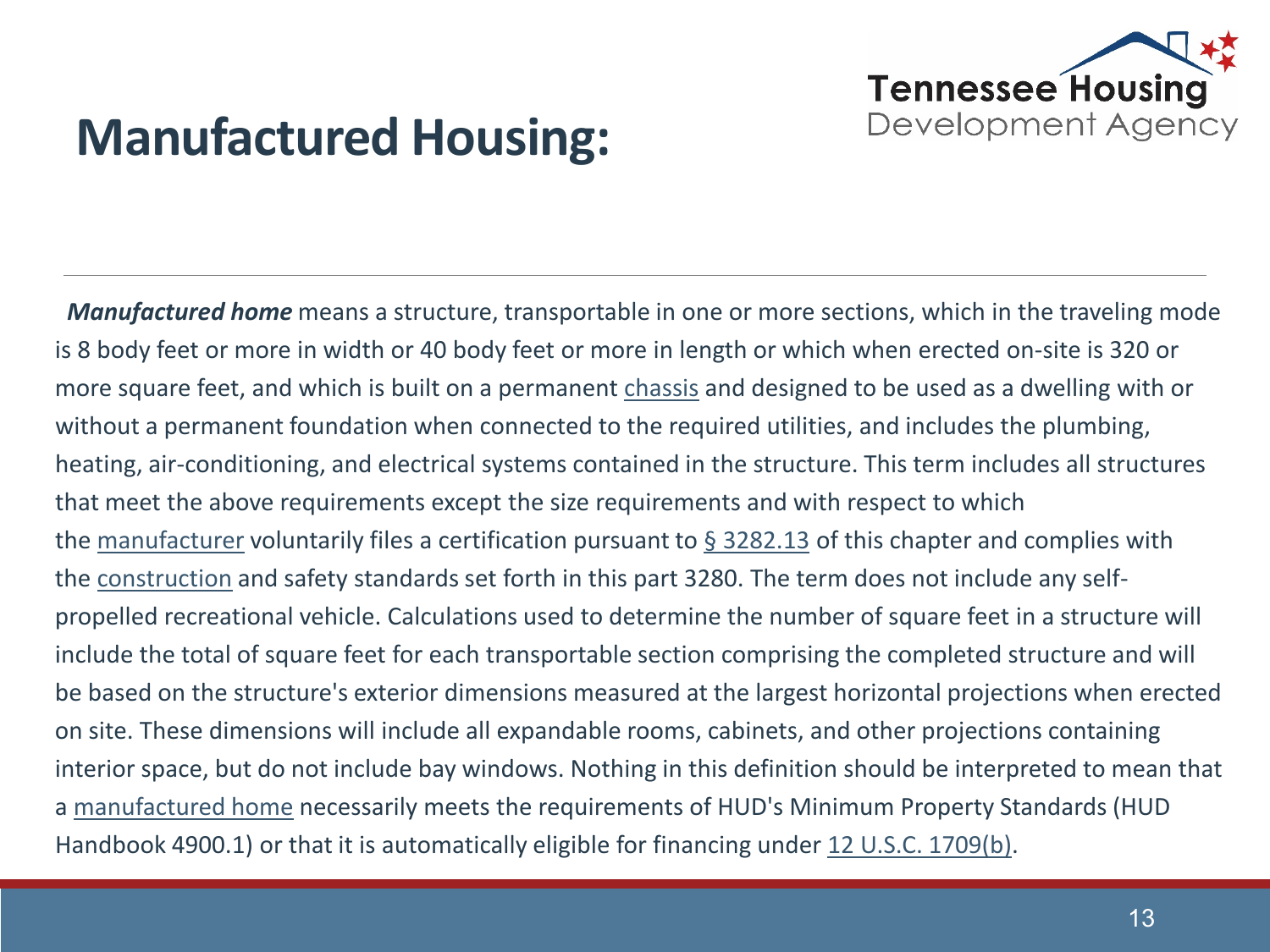# Manufactured Housing:

***Manufactured home*** means a structure, transportable in one or more sections, which in the traveling mode is 8 body feet or more in width or 40 body feet or more in length or which when erected on-site is 320 or more square feet, and which is built on a permanent chassis and designed to be used as a dwelling with or without a permanent foundation when connected to the required utilities, and includes the plumbing, heating, air-conditioning, and electrical systems contained in the structure. This term includes all structures that meet the above requirements except the size requirements and with respect to which the manufacturer voluntarily files a certification pursuant to § 3282.13 of this chapter and complies with the construction and safety standards set forth in this part 3280. The term does not include any self-propelled recreational vehicle. Calculations used to determine the number of square feet in a structure will include the total of square feet for each transportable section comprising the completed structure and will be based on the structure's exterior dimensions measured at the largest horizontal projections when erected on site. These dimensions will include all expandable rooms, cabinets, and other projections containing interior space, but do not include bay windows. Nothing in this definition should be interpreted to mean that a manufactured home necessarily meets the requirements of HUD's Minimum Property Standards (HUD Handbook 4900.1) or that it is automatically eligible for financing under 12 U.S.C. 1709(b).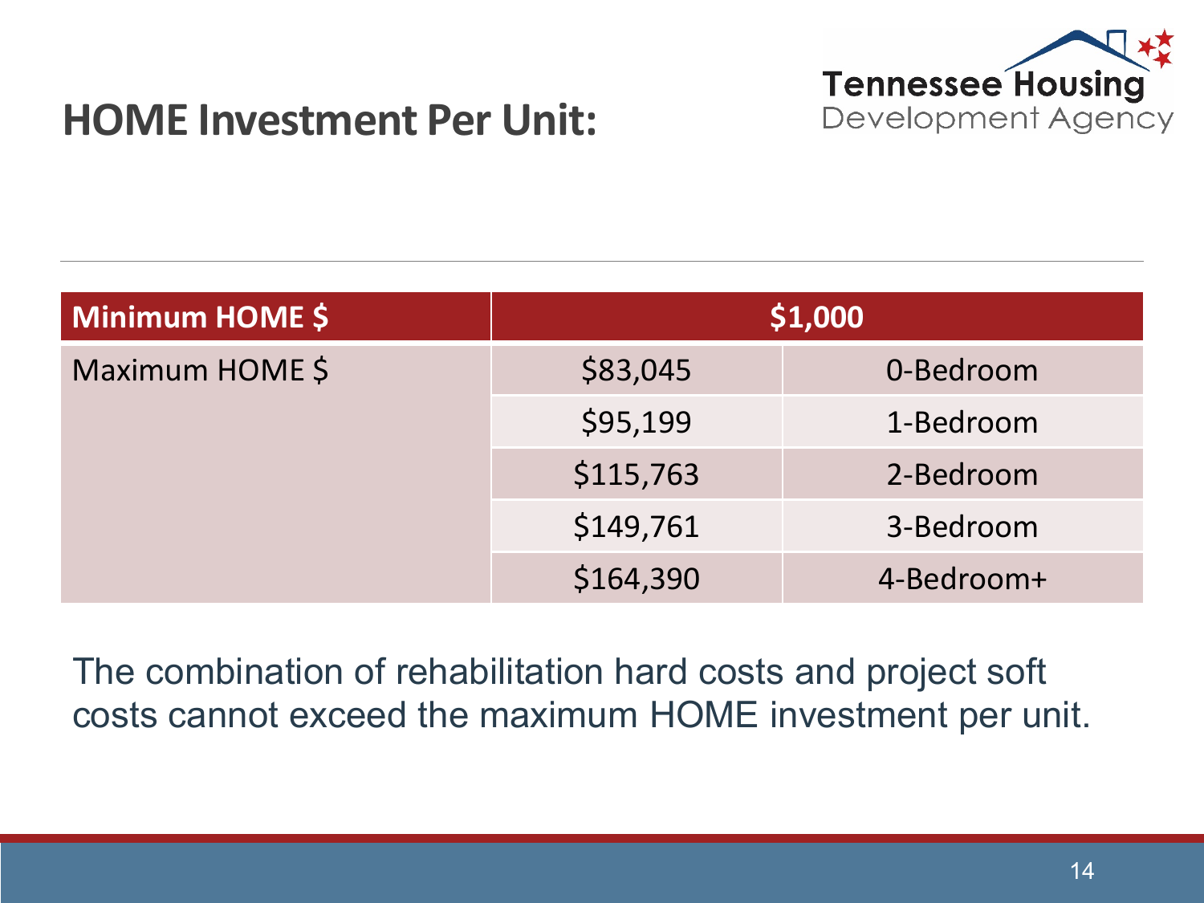## HOME Investment Per Unit:

| Minimum HOME $ | $1,000 | |
|---|---|---|
| Maximum HOME $ | $83,045 | 0-Bedroom |
| | $95,199 | 1-Bedroom |
| | $115,763 | 2-Bedroom |
| | $149,761 | 3-Bedroom |
| | $164,390 | 4-Bedroom+ |

The combination of rehabilitation hard costs and project soft costs cannot exceed the maximum HOME investment per unit.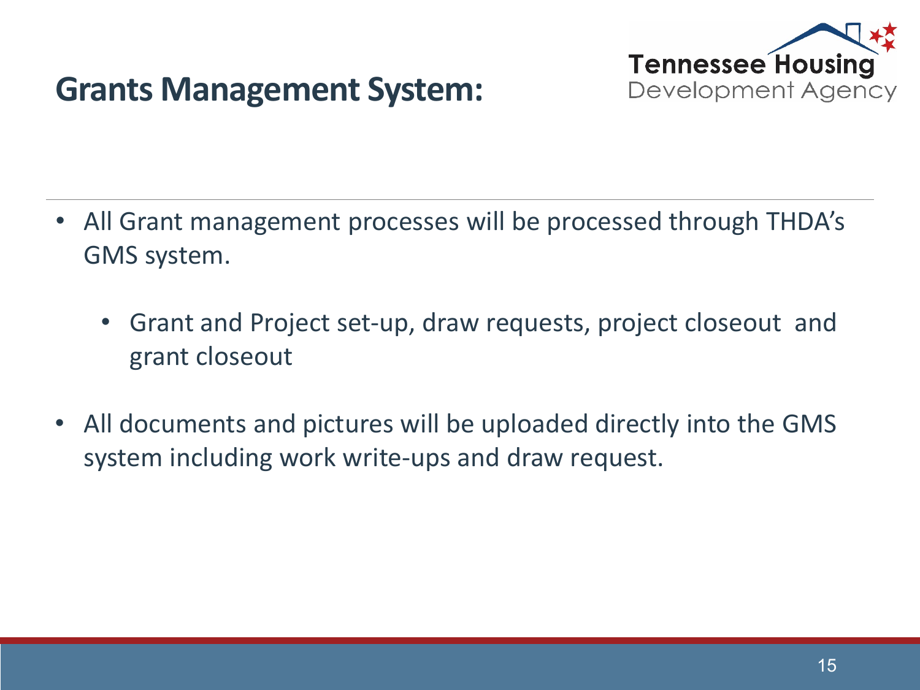# Grants Management System:

Tennessee Housing Development Agency

- All Grant management processes will be processed through THDA's GMS system.
  - Grant and Project set-up, draw requests, project closeout and grant closeout
- All documents and pictures will be uploaded directly into the GMS system including work write-ups and draw request.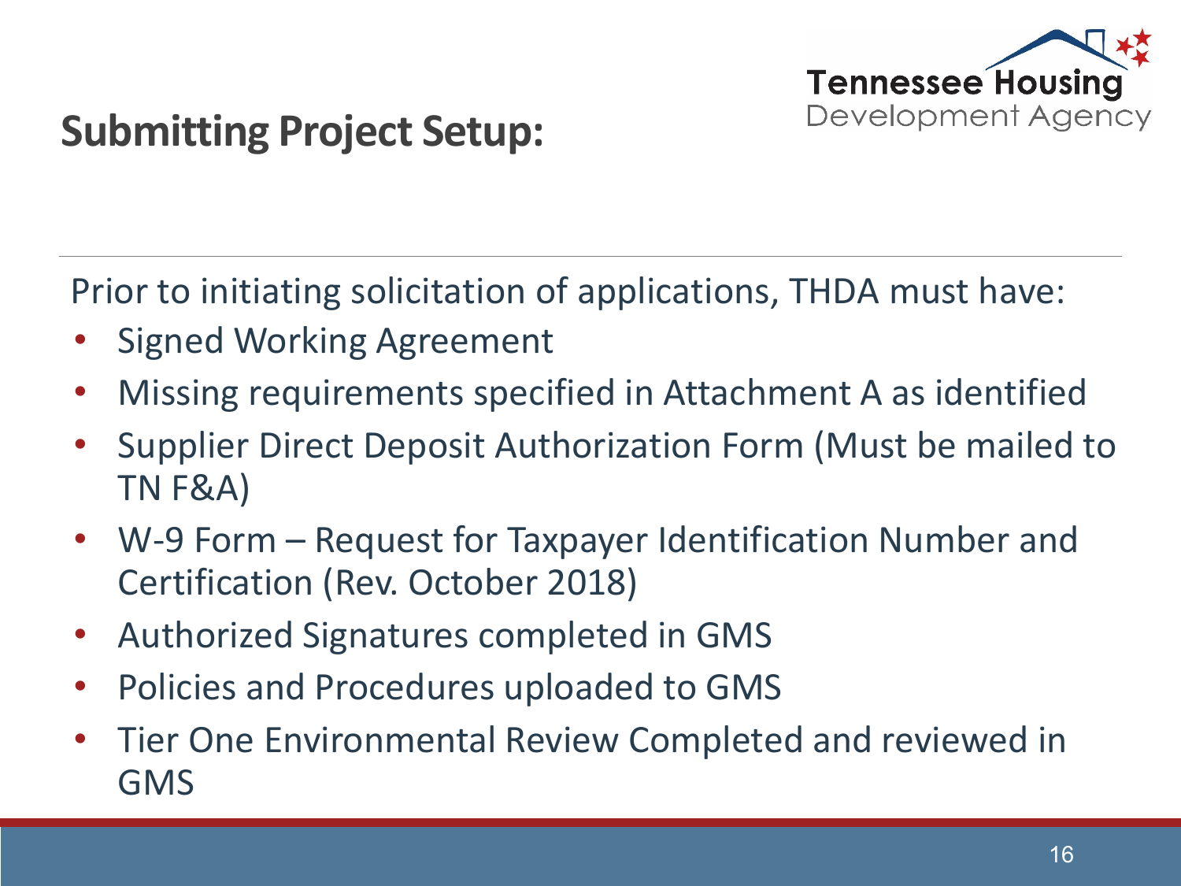## Submitting Project Setup:

Prior to initiating solicitation of applications, THDA must have:

- Signed Working Agreement
- Missing requirements specified in Attachment A as identified
- Supplier Direct Deposit Authorization Form (Must be mailed to TN F&A)
- W-9 Form – Request for Taxpayer Identification Number and Certification (Rev. October 2018)
- Authorized Signatures completed in GMS
- Policies and Procedures uploaded to GMS
- Tier One Environmental Review Completed and reviewed in GMS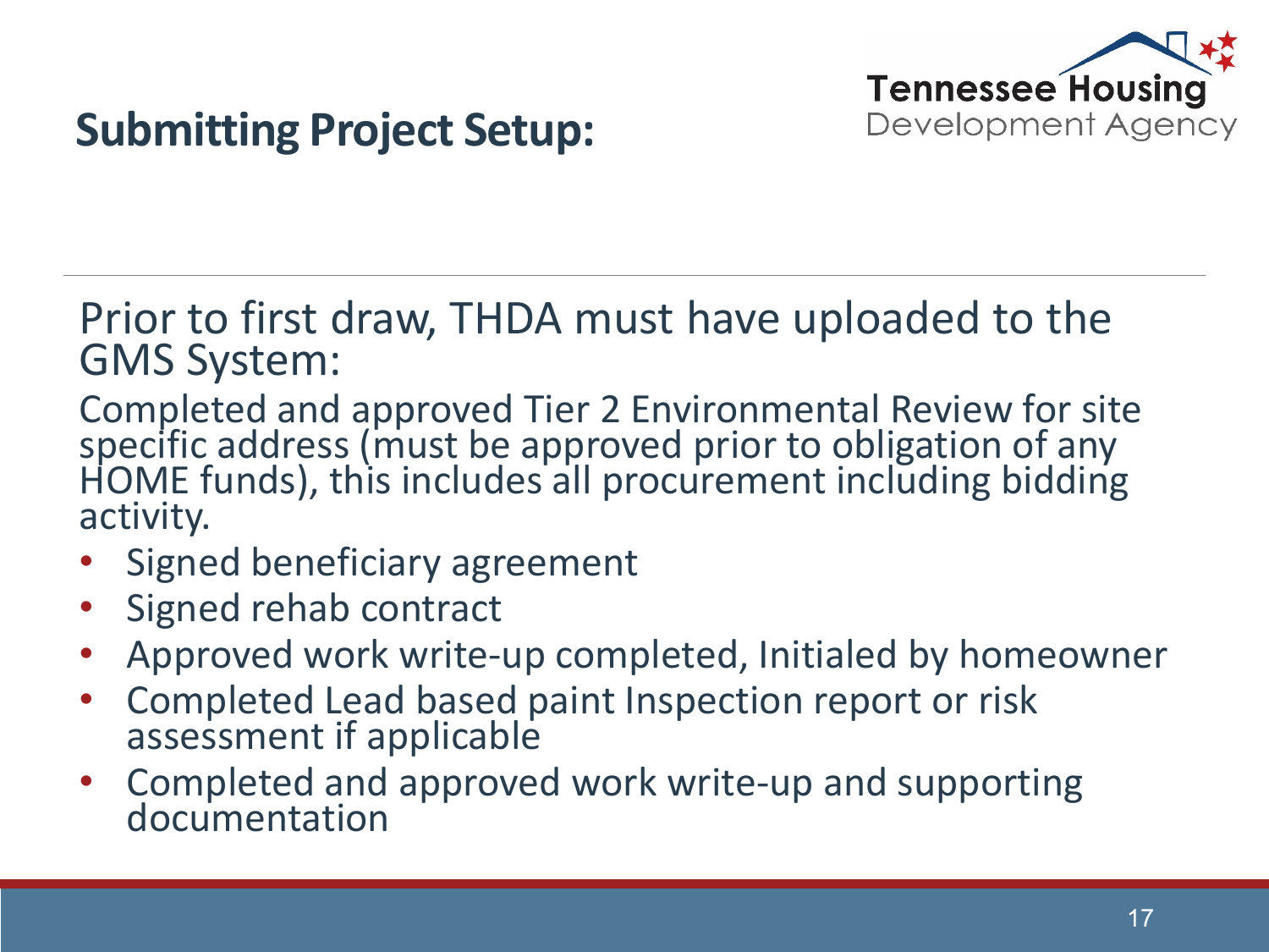# Submitting Project Setup:

Prior to first draw, THDA must have uploaded to the GMS System:

Completed and approved Tier 2 Environmental Review for site specific address (must be approved prior to obligation of any HOME funds), this includes all procurement including bidding activity.

- Signed beneficiary agreement
- Signed rehab contract
- Approved work write-up completed, Initialed by homeowner
- Completed Lead based paint Inspection report or risk assessment if applicable
- Completed and approved work write-up and supporting documentation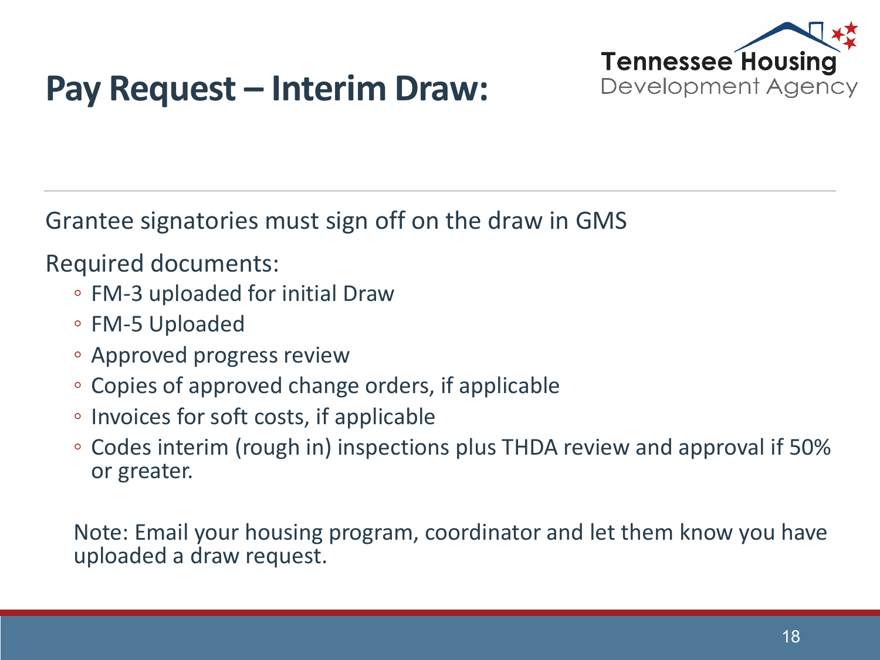# Pay Request – Interim Draw:

Grantee signatories must sign off on the draw in GMS

Required documents:

- FM-3 uploaded for initial Draw
- FM-5 Uploaded
- Approved progress review
- Copies of approved change orders, if applicable
- Invoices for soft costs, if applicable
- Codes interim (rough in) inspections plus THDA review and approval if 50% or greater.

Note: Email your housing program, coordinator and let them know you have uploaded a draw request.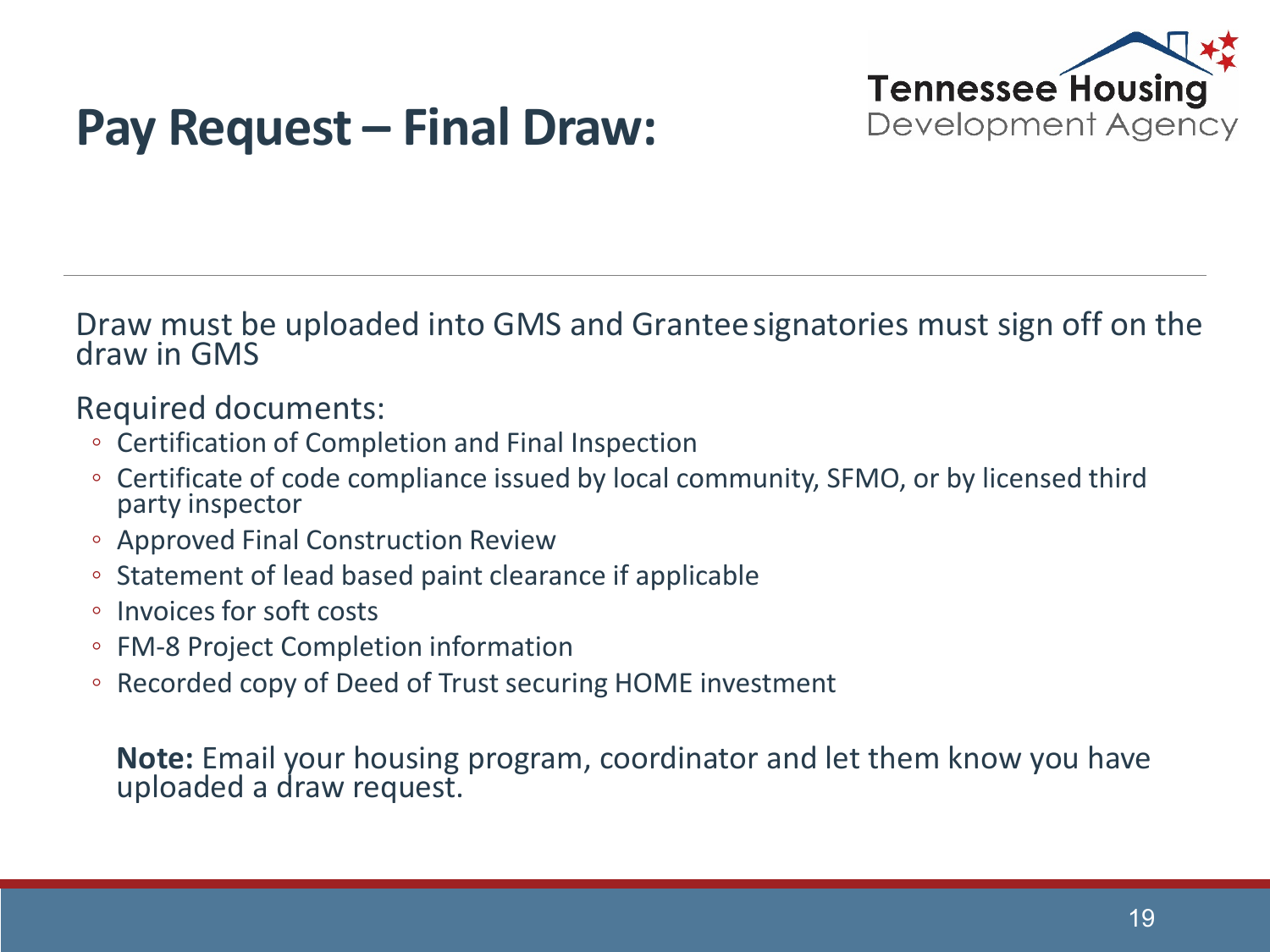# Pay Request – Final Draw:

Draw must be uploaded into GMS and Grantee signatories must sign off on the draw in GMS

Required documents:

- Certification of Completion and Final Inspection
- Certificate of code compliance issued by local community, SFMO, or by licensed third party inspector
- Approved Final Construction Review
- Statement of lead based paint clearance if applicable
- Invoices for soft costs
- FM-8 Project Completion information
- Recorded copy of Deed of Trust securing HOME investment

**Note:** Email your housing program, coordinator and let them know you have uploaded a draw request.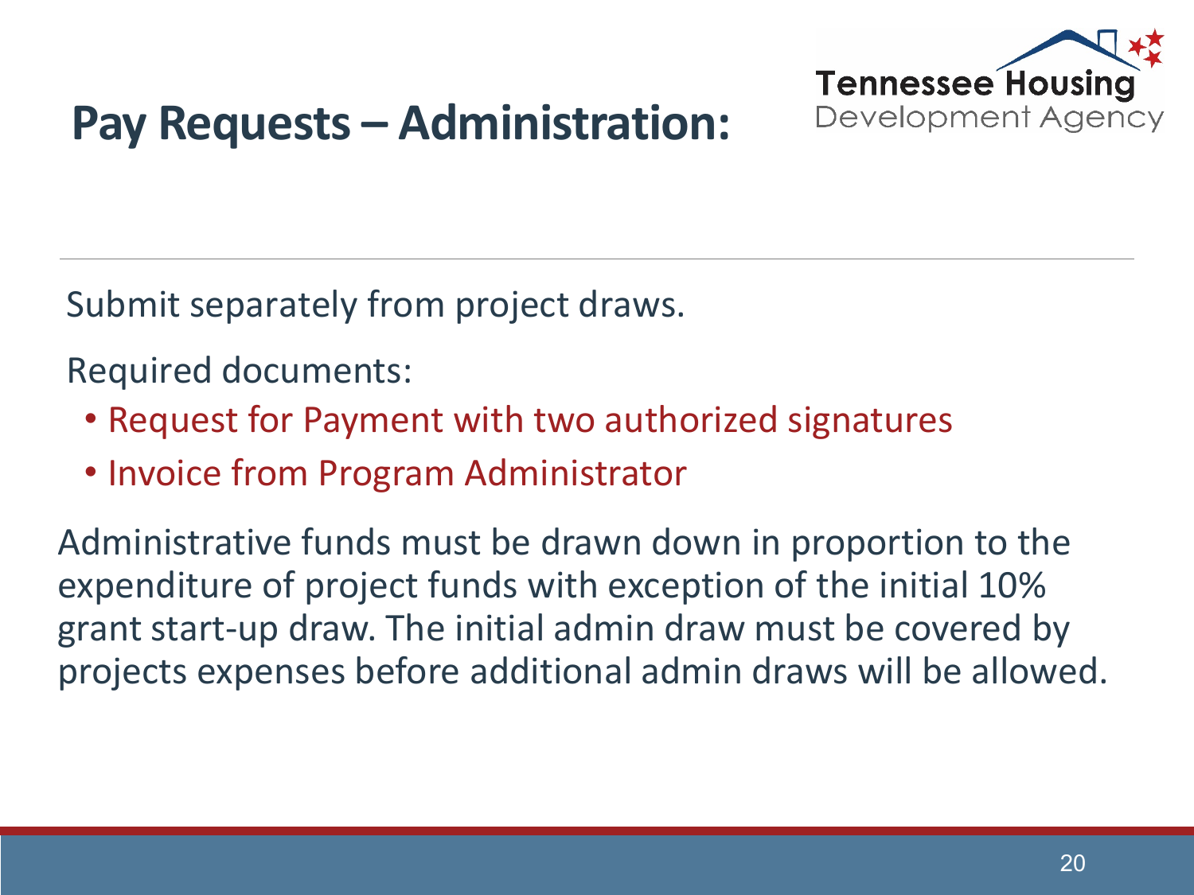# Pay Requests – Administration:

Submit separately from project draws.

Required documents:

- Request for Payment with two authorized signatures
- Invoice from Program Administrator

Administrative funds must be drawn down in proportion to the expenditure of project funds with exception of the initial 10% grant start-up draw. The initial admin draw must be covered by projects expenses before additional admin draws will be allowed.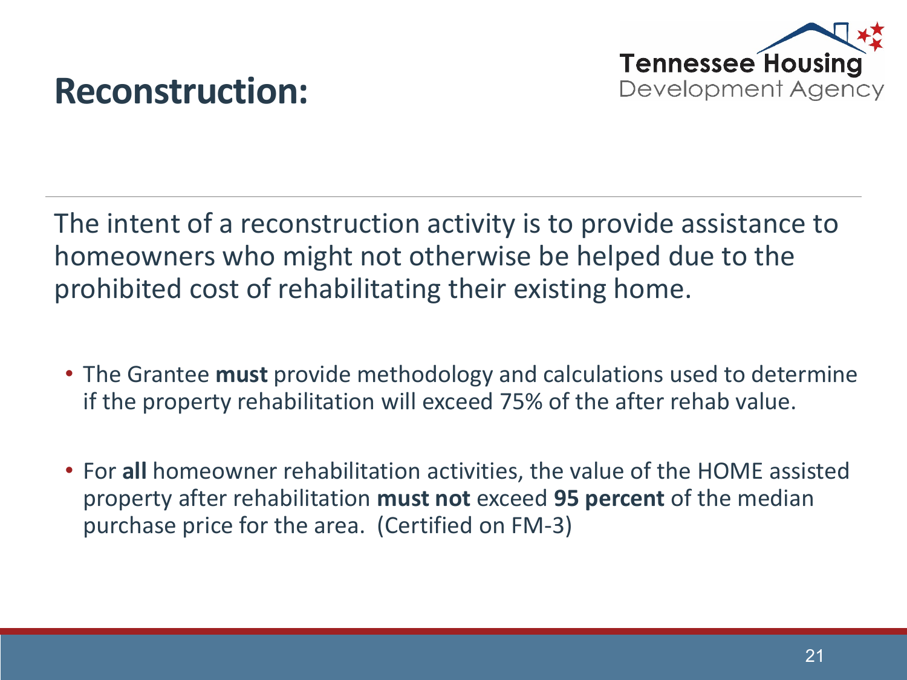# Reconstruction:

The intent of a reconstruction activity is to provide assistance to homeowners who might not otherwise be helped due to the prohibited cost of rehabilitating their existing home.

- The Grantee **must** provide methodology and calculations used to determine if the property rehabilitation will exceed 75% of the after rehab value.
- For **all** homeowner rehabilitation activities, the value of the HOME assisted property after rehabilitation **must not** exceed **95 percent** of the median purchase price for the area. (Certified on FM-3)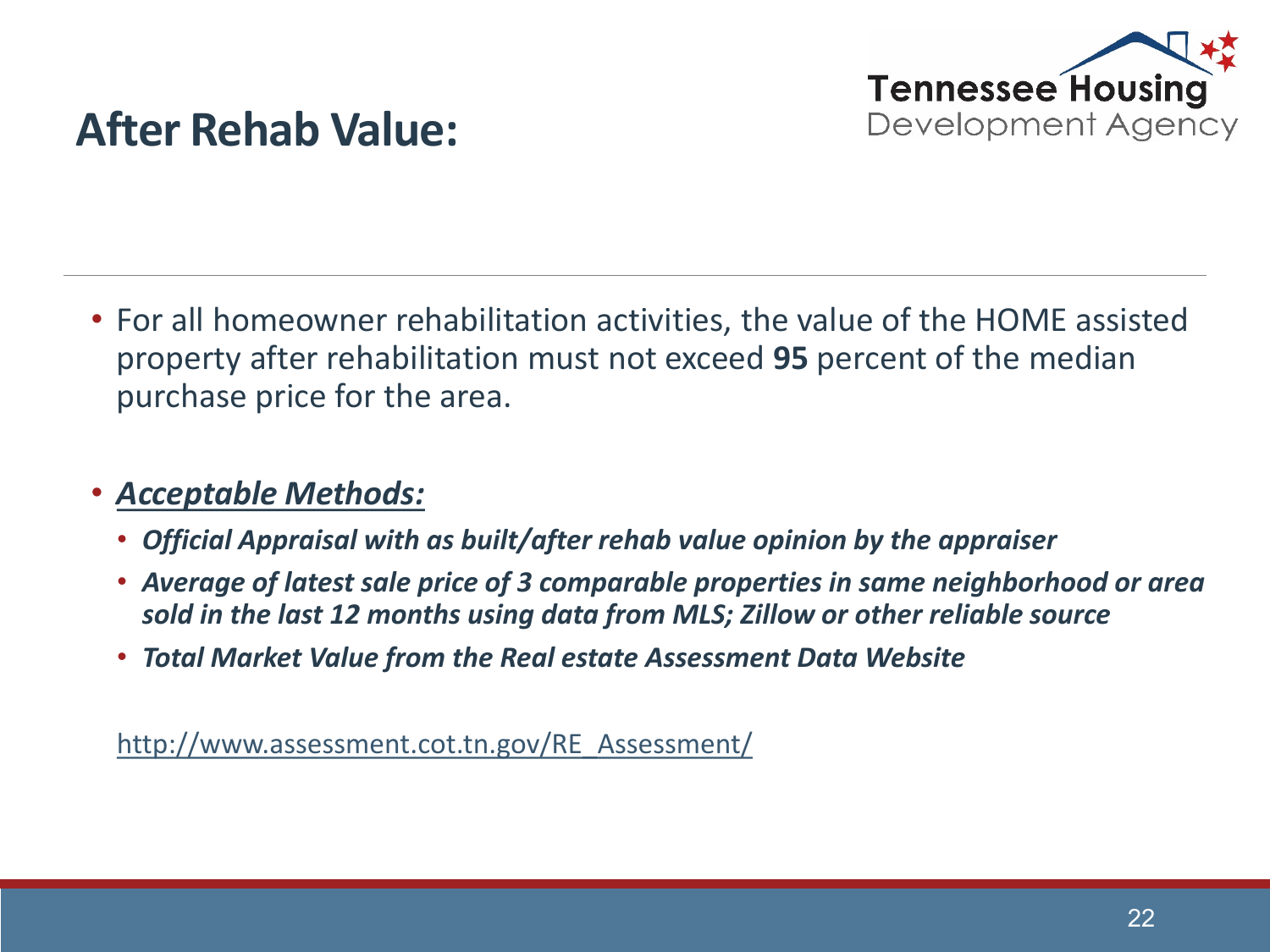# After Rehab Value:

Tennessee Housing Development Agency

- For all homeowner rehabilitation activities, the value of the HOME assisted property after rehabilitation must not exceed **95** percent of the median purchase price for the area.

- ***<u>Acceptable Methods:</u>***
  - ***Official Appraisal with as built/after rehab value opinion by the appraiser***
  - ***Average of latest sale price of 3 comparable properties in same neighborhood or area sold in the last 12 months using data from MLS; Zillow or other reliable source***
  - ***Total Market Value from the Real estate Assessment Data Website***

http://www.assessment.cot.tn.gov/RE_Assessment/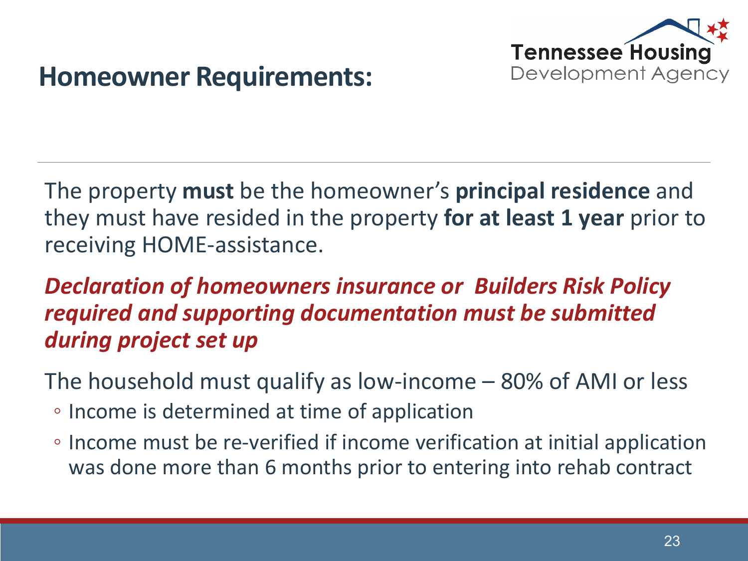## Homeowner Requirements:

Tennessee Housing Development Agency

The property **must** be the homeowner's **principal residence** and they must have resided in the property **for at least 1 year** prior to receiving HOME-assistance.

***Declaration of homeowners insurance or Builders Risk Policy required and supporting documentation must be submitted during project set up***

The household must qualify as low-income – 80% of AMI or less

- Income is determined at time of application
- Income must be re-verified if income verification at initial application was done more than 6 months prior to entering into rehab contract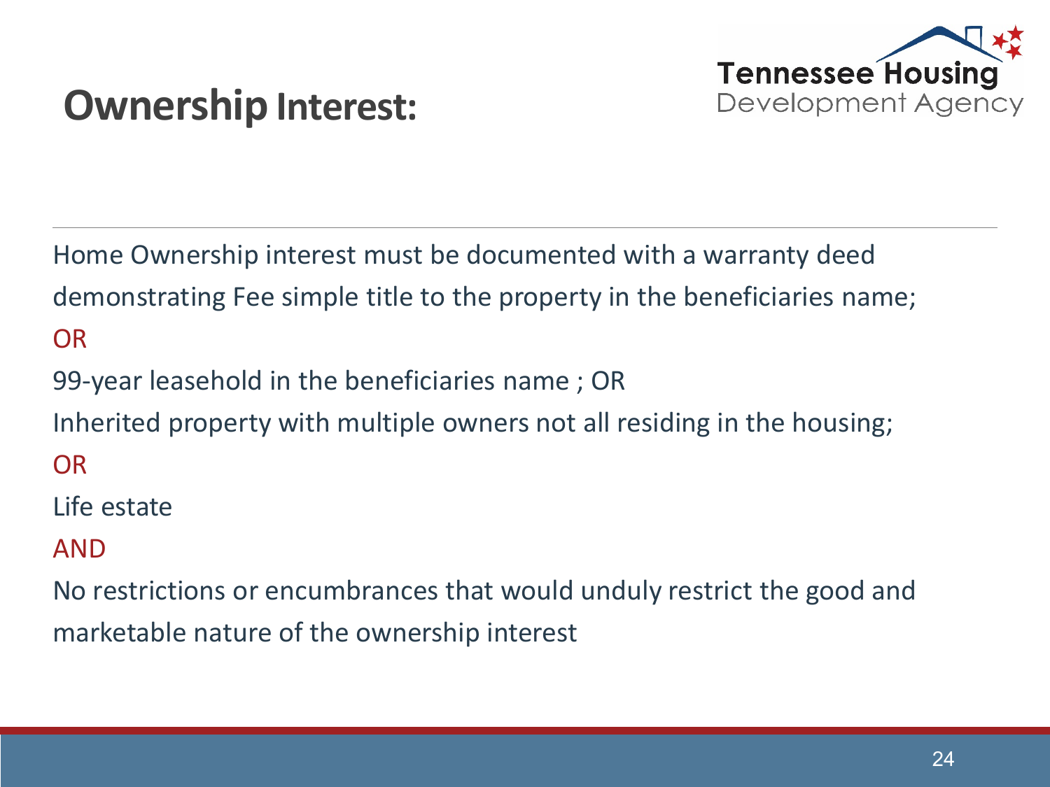# Ownership Interest:

Home Ownership interest must be documented with a warranty deed demonstrating Fee simple title to the property in the beneficiaries name;

OR

99-year leasehold in the beneficiaries name ; OR

Inherited property with multiple owners not all residing in the housing;

OR

Life estate

AND

No restrictions or encumbrances that would unduly restrict the good and marketable nature of the ownership interest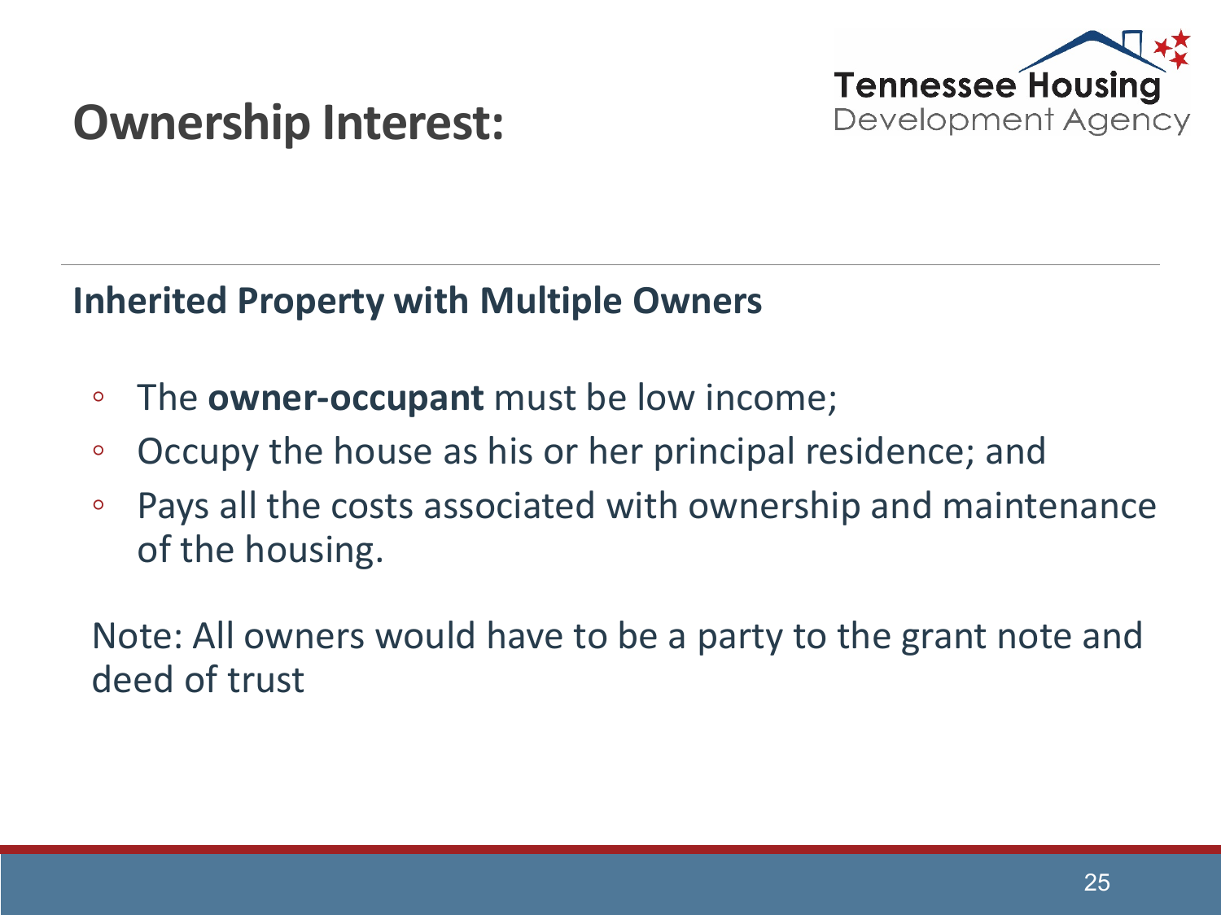# Ownership Interest:

## Inherited Property with Multiple Owners

- The **owner-occupant** must be low income;
- Occupy the house as his or her principal residence; and
- Pays all the costs associated with ownership and maintenance of the housing.

Note: All owners would have to be a party to the grant note and deed of trust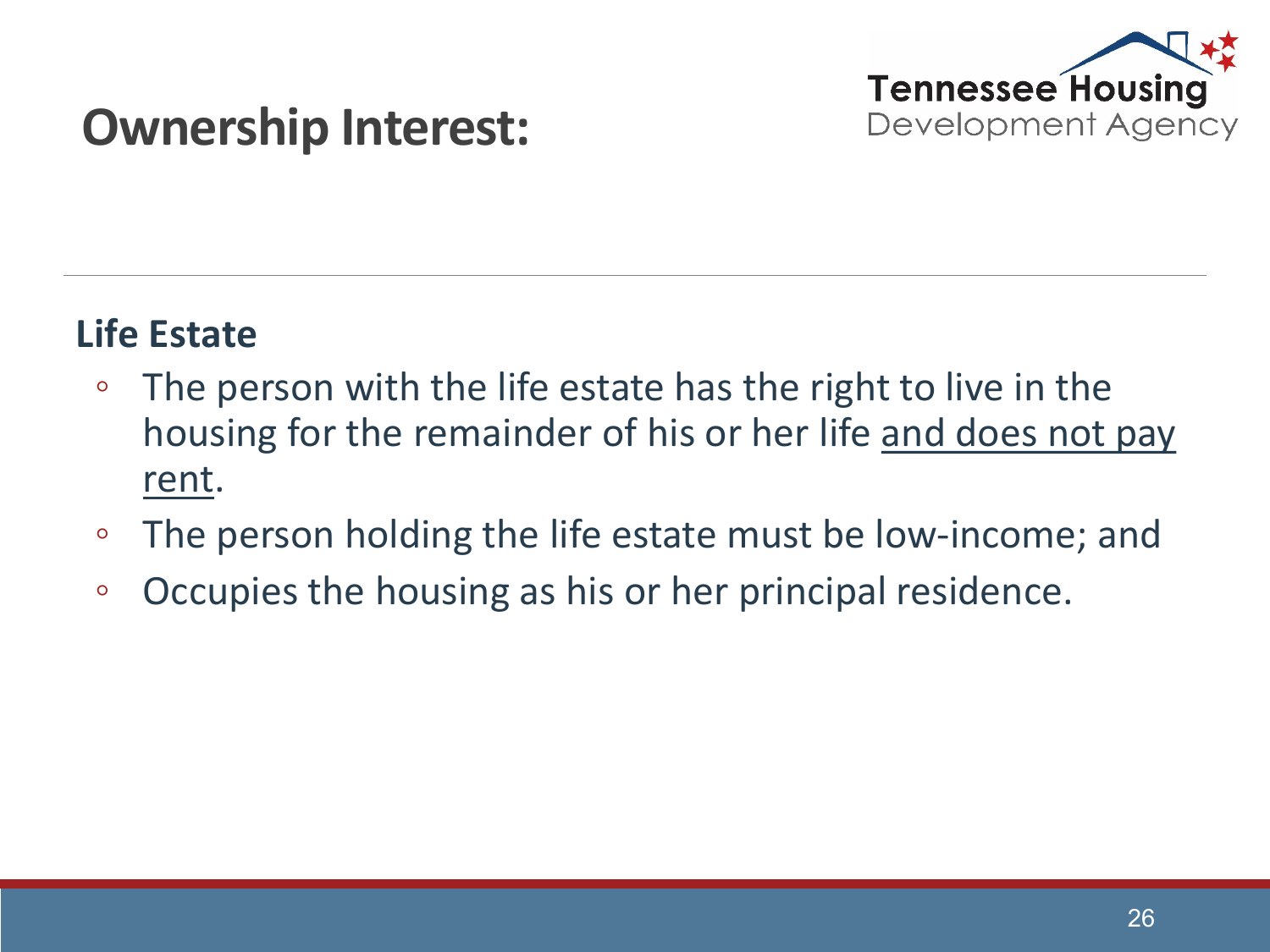# Ownership Interest:

**Life Estate**

- The person with the life estate has the right to live in the housing for the remainder of his or her life <u>and does not pay rent</u>.
- The person holding the life estate must be low-income; and
- Occupies the housing as his or her principal residence.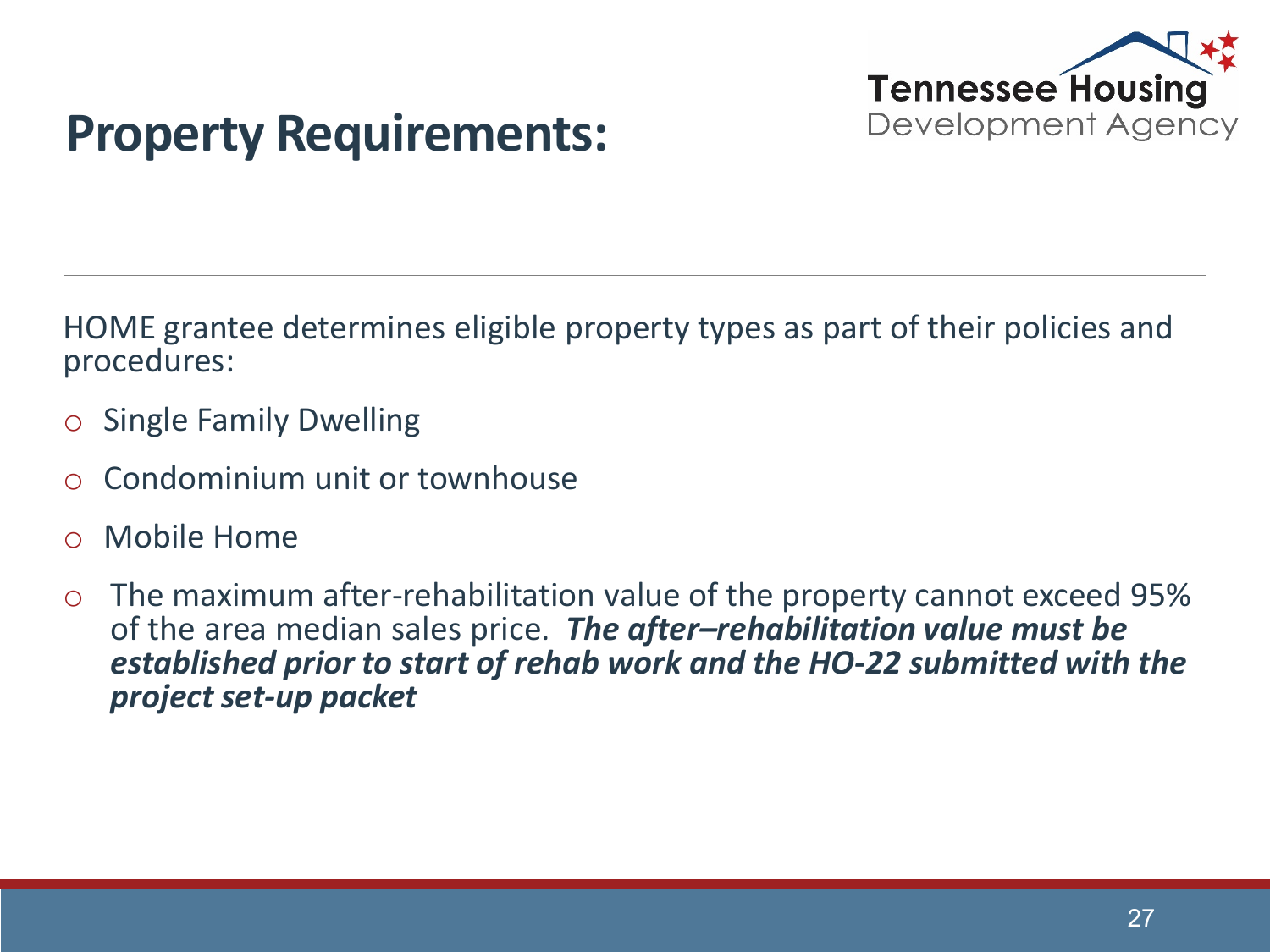# Property Requirements:

HOME grantee determines eligible property types as part of their policies and procedures:

- Single Family Dwelling
- Condominium unit or townhouse
- Mobile Home
- The maximum after-rehabilitation value of the property cannot exceed 95% of the area median sales price. ***The after–rehabilitation value must be established prior to start of rehab work and the HO-22 submitted with the project set-up packet***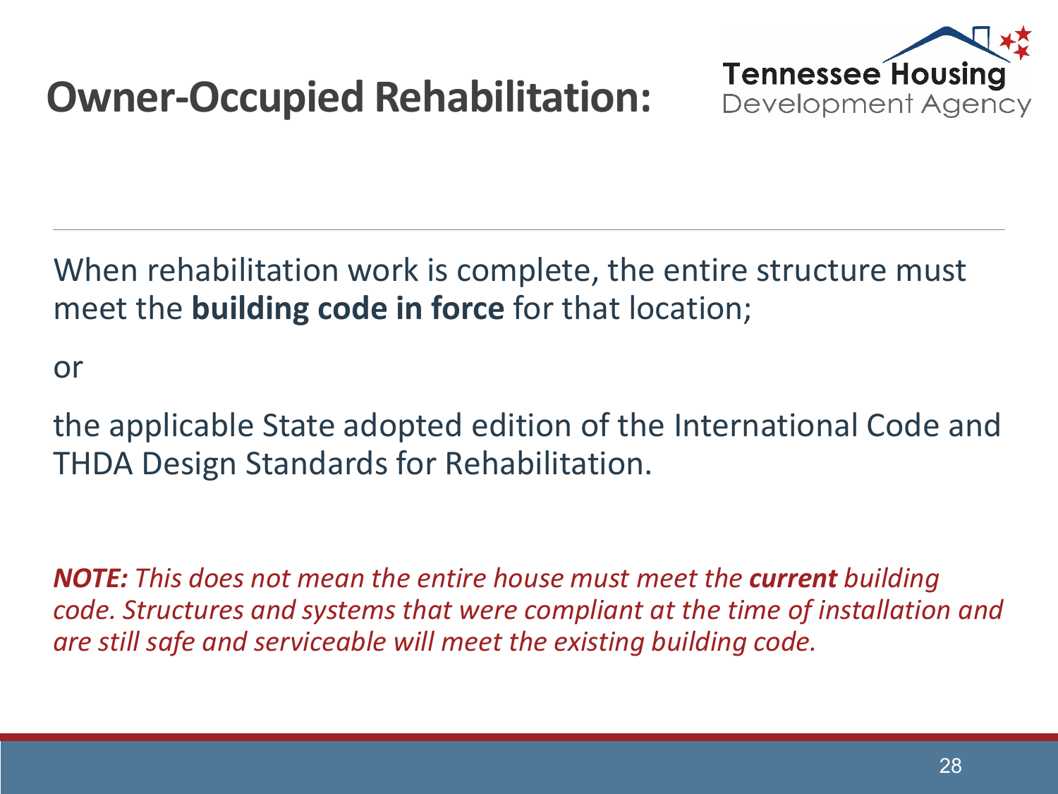# Owner-Occupied Rehabilitation:

Tennessee Housing Development Agency

When rehabilitation work is complete, the entire structure must meet the **building code in force** for that location;

or

the applicable State adopted edition of the International Code and THDA Design Standards for Rehabilitation.

***NOTE:*** *This does not mean the entire house must meet the* ***current*** *building code. Structures and systems that were compliant at the time of installation and are still safe and serviceable will meet the existing building code.*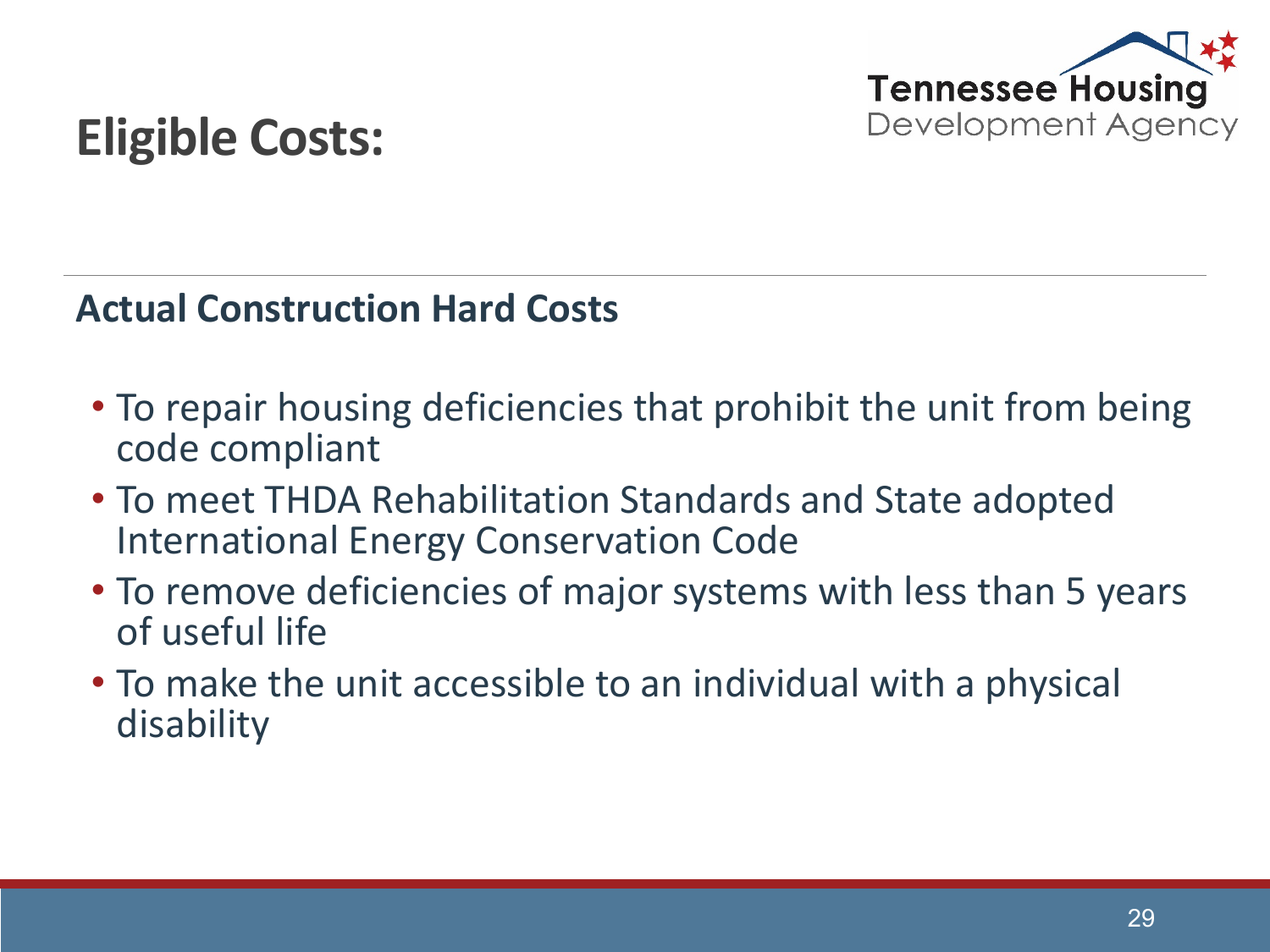# Eligible Costs:

## Actual Construction Hard Costs

- To repair housing deficiencies that prohibit the unit from being code compliant
- To meet THDA Rehabilitation Standards and State adopted International Energy Conservation Code
- To remove deficiencies of major systems with less than 5 years of useful life
- To make the unit accessible to an individual with a physical disability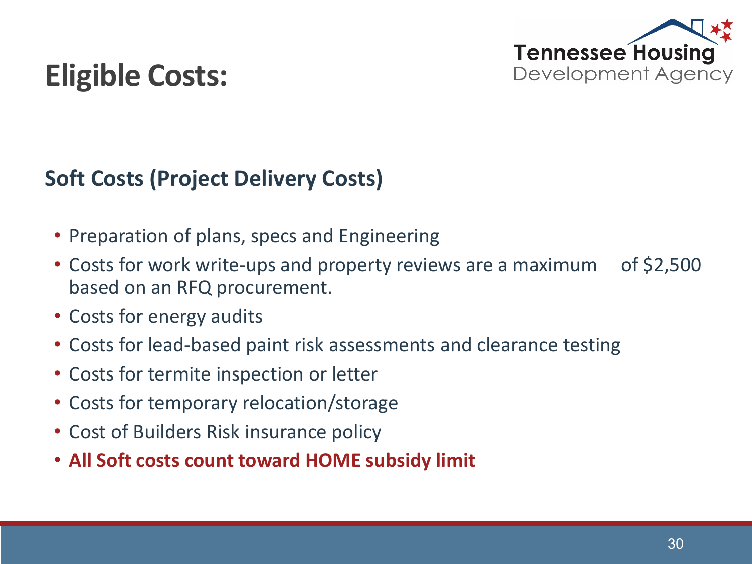# Eligible Costs:

Tennessee Housing
Development Agency

## Soft Costs (Project Delivery Costs)

- Preparation of plans, specs and Engineering
- Costs for work write-ups and property reviews are a maximum of $2,500 based on an RFQ procurement.
- Costs for energy audits
- Costs for lead-based paint risk assessments and clearance testing
- Costs for termite inspection or letter
- Costs for temporary relocation/storage
- Cost of Builders Risk insurance policy
- **All Soft costs count toward HOME subsidy limit**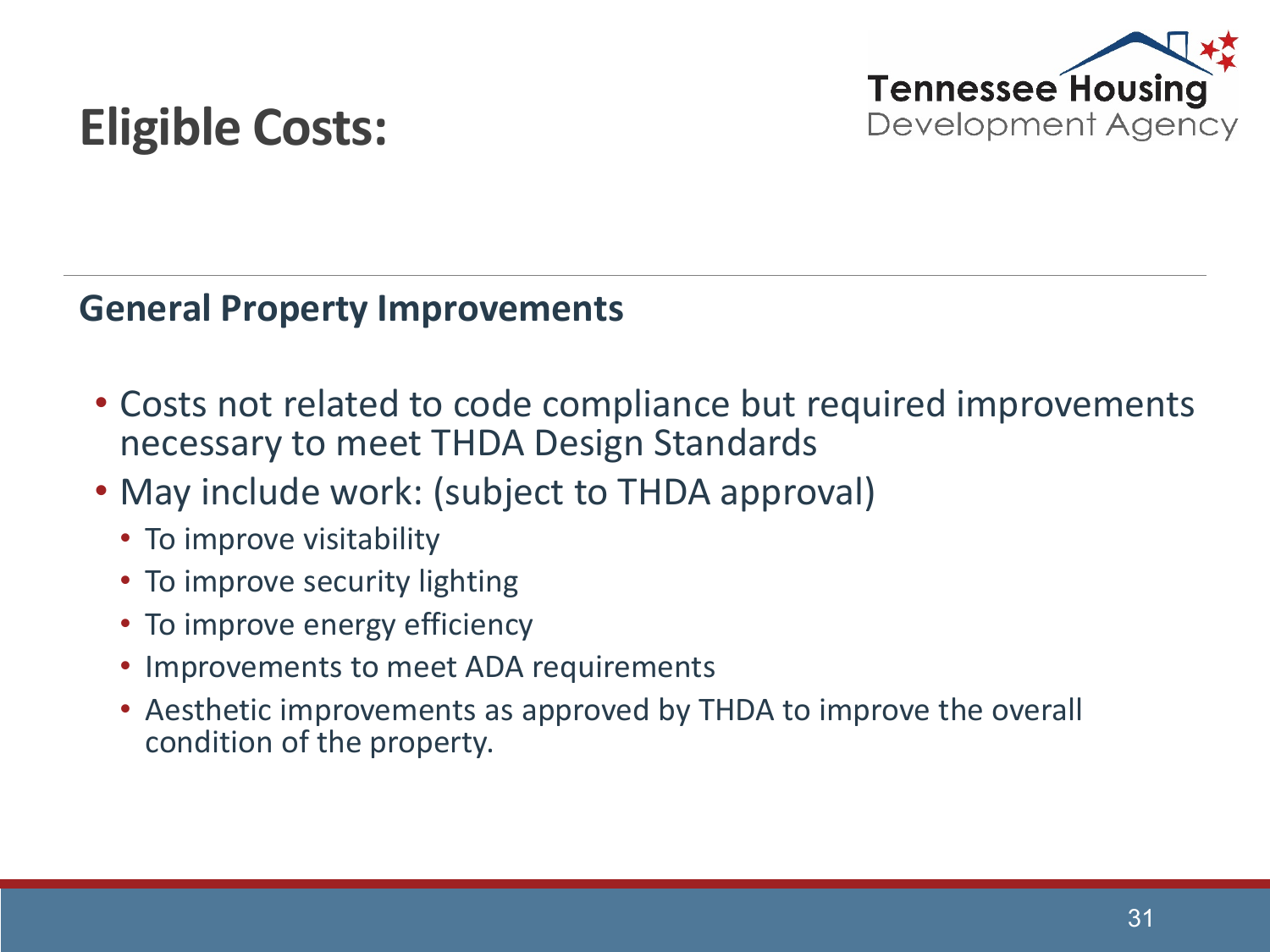# Eligible Costs:

Tennessee Housing Development Agency

## General Property Improvements

- Costs not related to code compliance but required improvements necessary to meet THDA Design Standards
- May include work: (subject to THDA approval)
  - To improve visitability
  - To improve security lighting
  - To improve energy efficiency
  - Improvements to meet ADA requirements
  - Aesthetic improvements as approved by THDA to improve the overall condition of the property.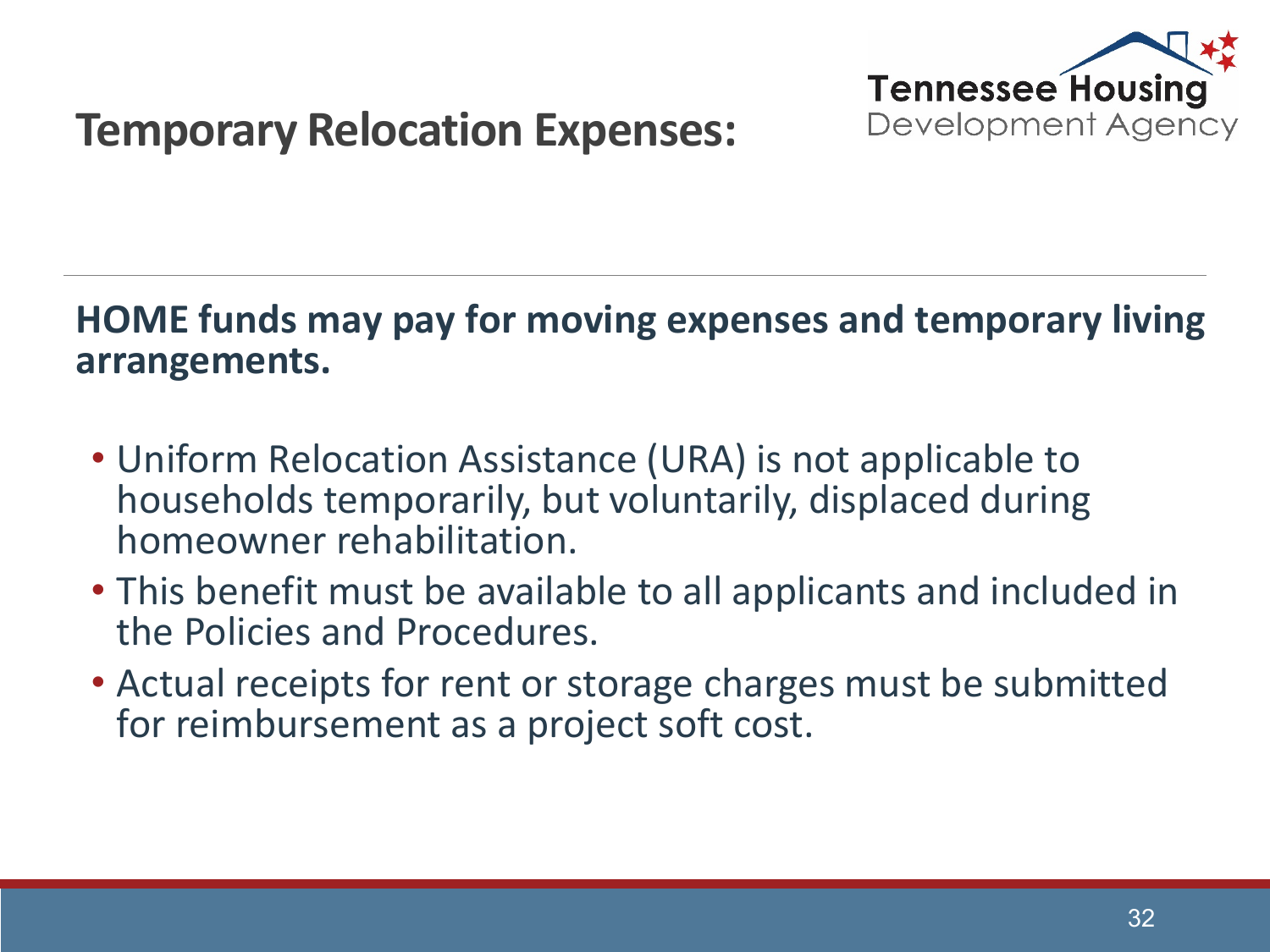# Temporary Relocation Expenses:

**HOME funds may pay for moving expenses and temporary living arrangements.**

- Uniform Relocation Assistance (URA) is not applicable to households temporarily, but voluntarily, displaced during homeowner rehabilitation.
- This benefit must be available to all applicants and included in the Policies and Procedures.
- Actual receipts for rent or storage charges must be submitted for reimbursement as a project soft cost.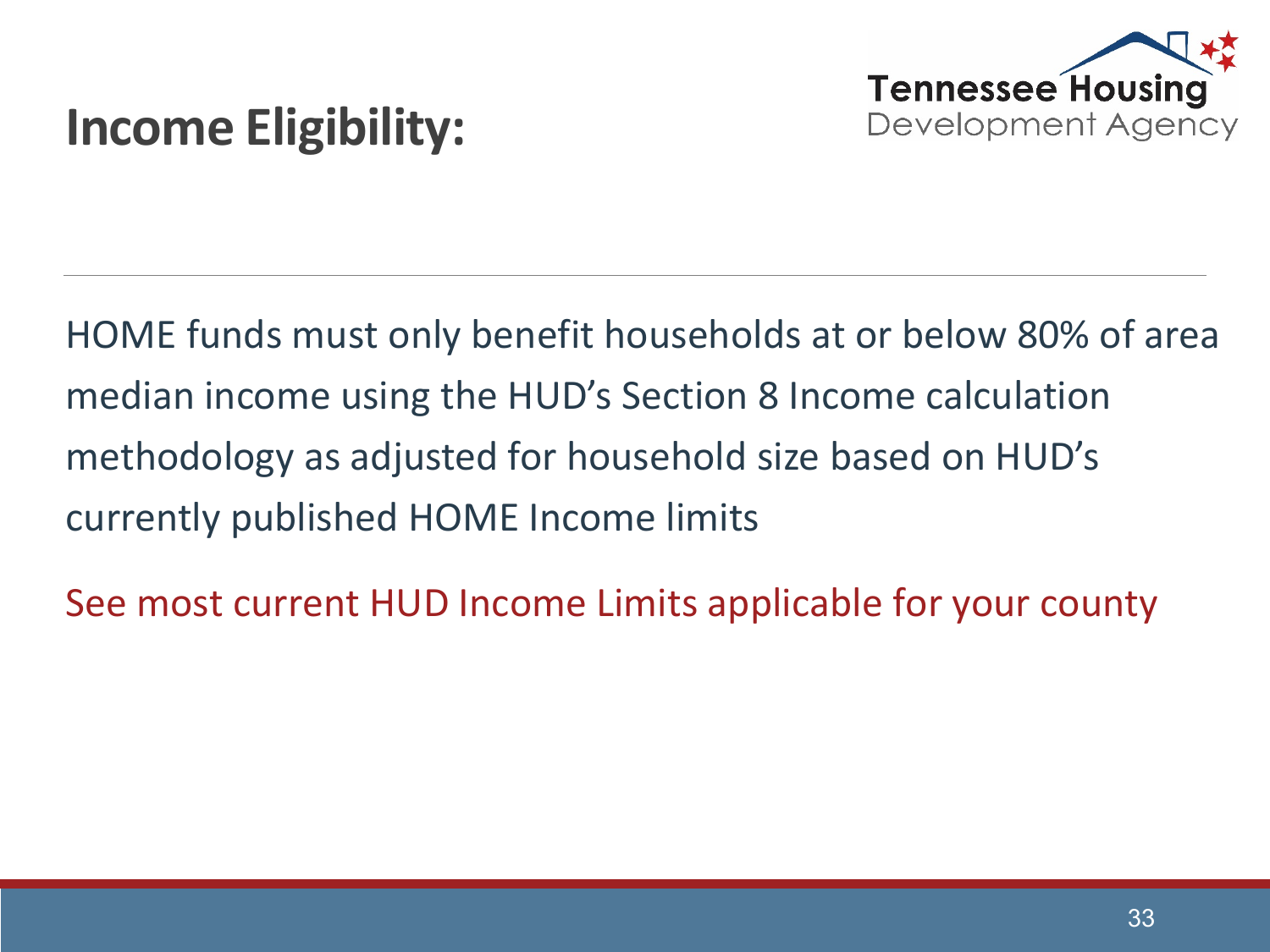# Income Eligibility:

HOME funds must only benefit households at or below 80% of area median income using the HUD's Section 8 Income calculation methodology as adjusted for household size based on HUD's currently published HOME Income limits

See most current HUD Income Limits applicable for your county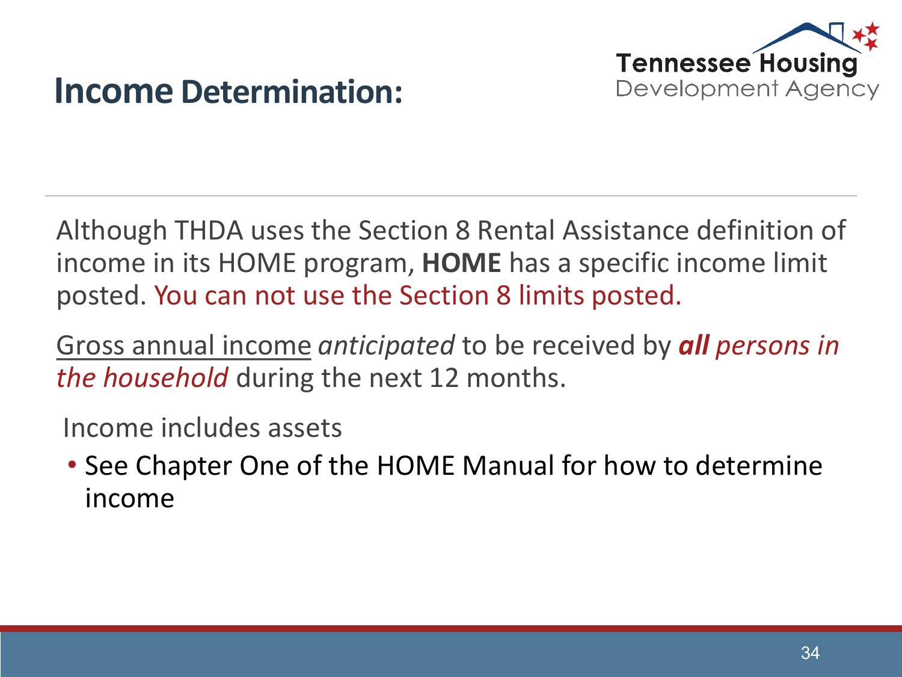# Income Determination:

Although THDA uses the Section 8 Rental Assistance definition of income in its HOME program, **HOME** has a specific income limit posted. You can not use the Section 8 limits posted.

Gross annual income *anticipated* to be received by ***all** persons in the household* during the next 12 months.

Income includes assets

- See Chapter One of the HOME Manual for how to determine income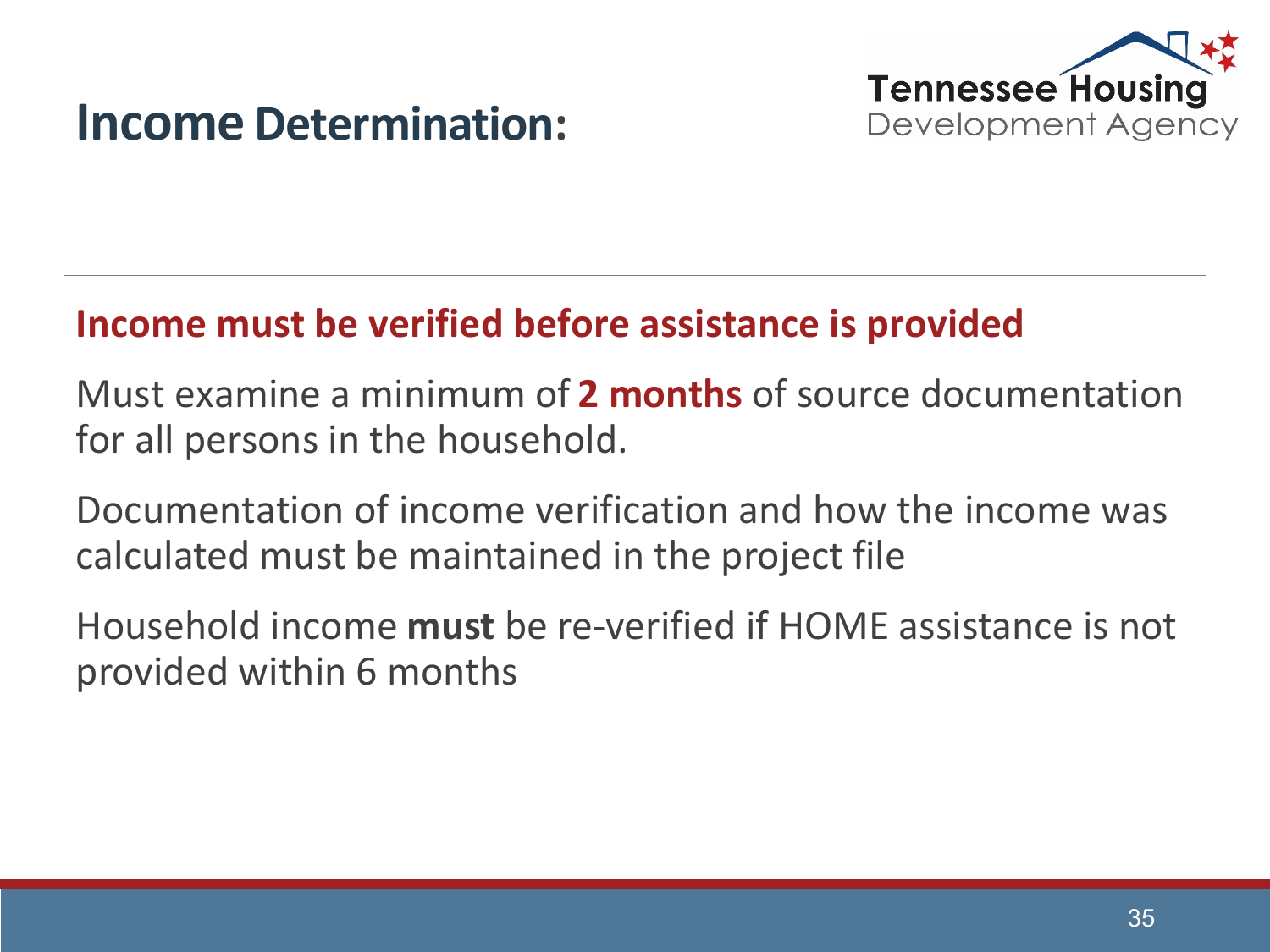# Income Determination:

**Income must be verified before assistance is provided**

Must examine a minimum of **2 months** of source documentation for all persons in the household.

Documentation of income verification and how the income was calculated must be maintained in the project file

Household income **must** be re-verified if HOME assistance is not provided within 6 months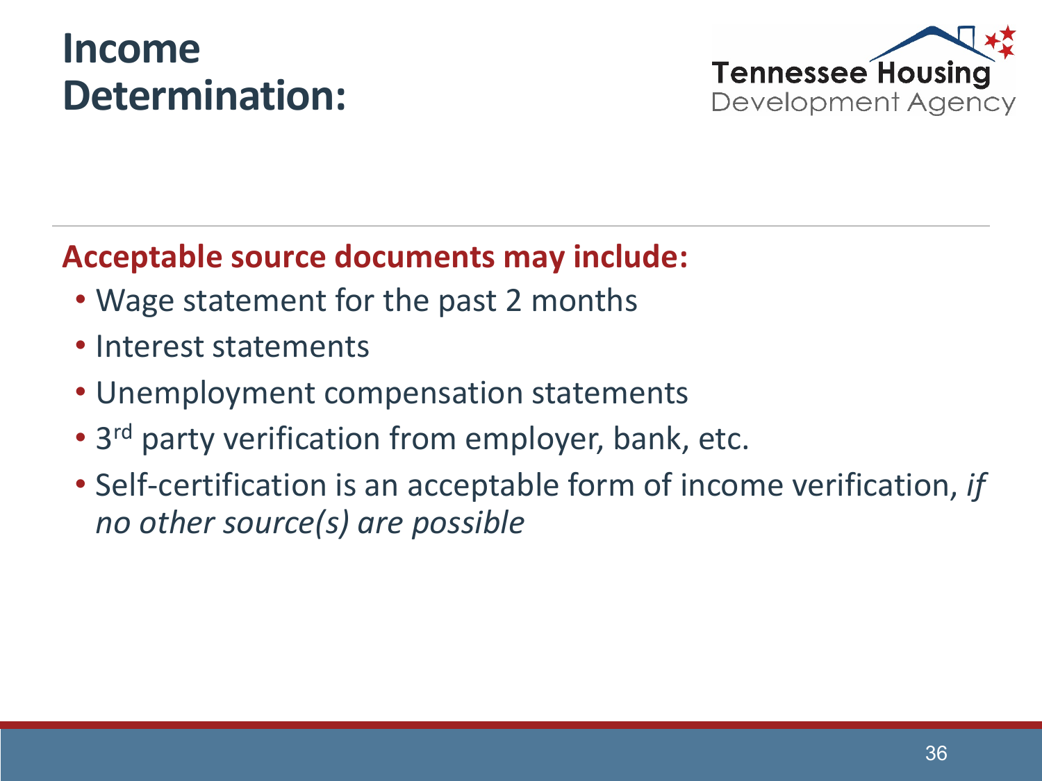# Income Determination:

**Acceptable source documents may include:**

- Wage statement for the past 2 months
- Interest statements
- Unemployment compensation statements
- 3rd party verification from employer, bank, etc.
- Self-certification is an acceptable form of income verification, *if no other source(s) are possible*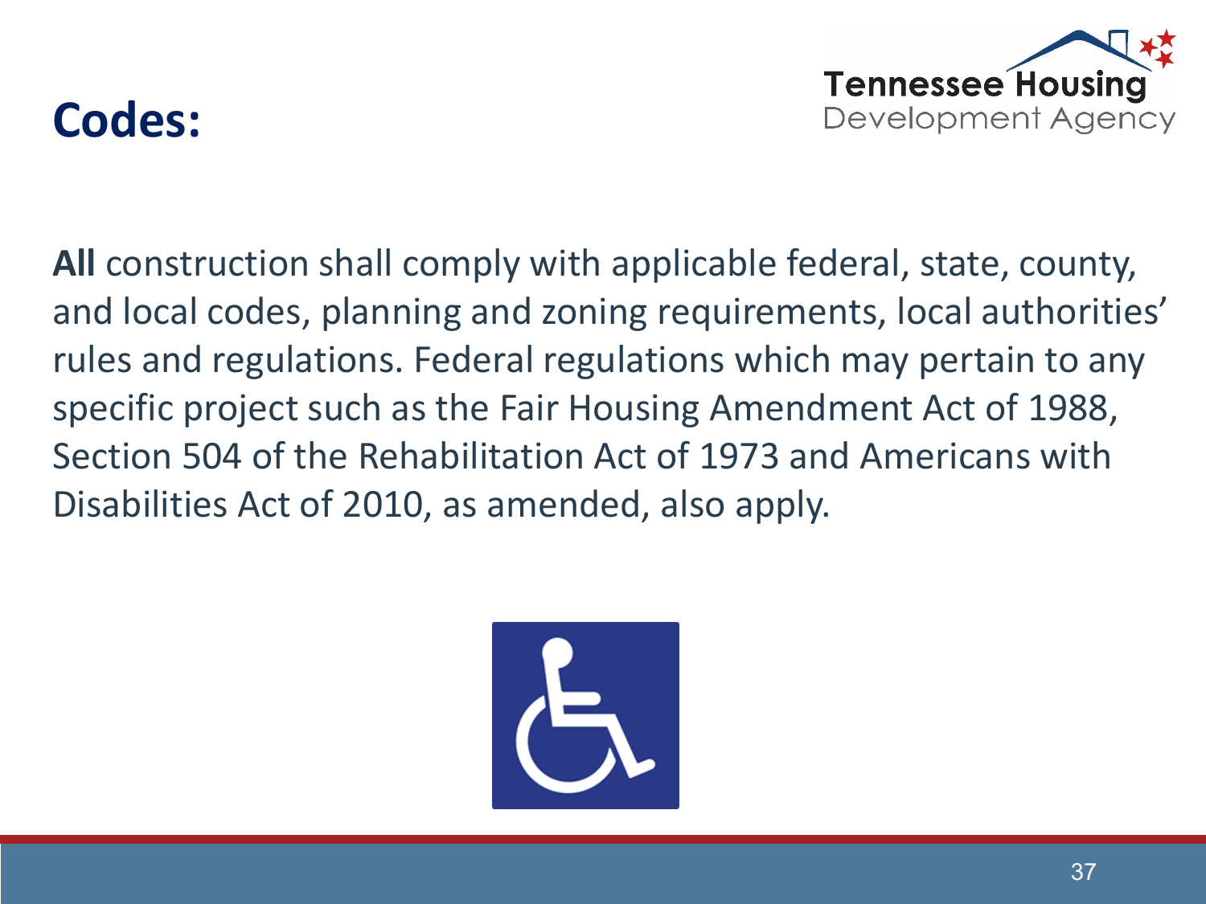# Codes:

**All** construction shall comply with applicable federal, state, county, and local codes, planning and zoning requirements, local authorities' rules and regulations. Federal regulations which may pertain to any specific project such as the Fair Housing Amendment Act of 1988, Section 504 of the Rehabilitation Act of 1973 and Americans with Disabilities Act of 2010, as amended, also apply.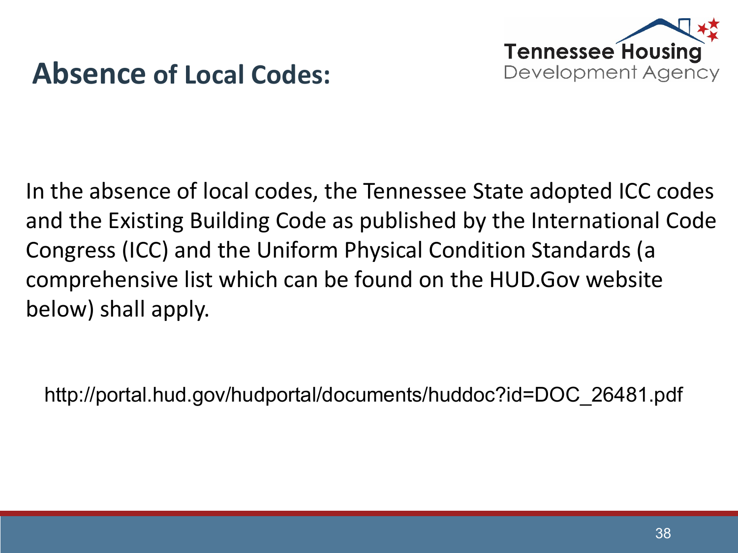## Absence of Local Codes:

In the absence of local codes, the Tennessee State adopted ICC codes and the Existing Building Code as published by the International Code Congress (ICC) and the Uniform Physical Condition Standards (a comprehensive list which can be found on the HUD.Gov website below) shall apply.

http://portal.hud.gov/hudportal/documents/huddoc?id=DOC_26481.pdf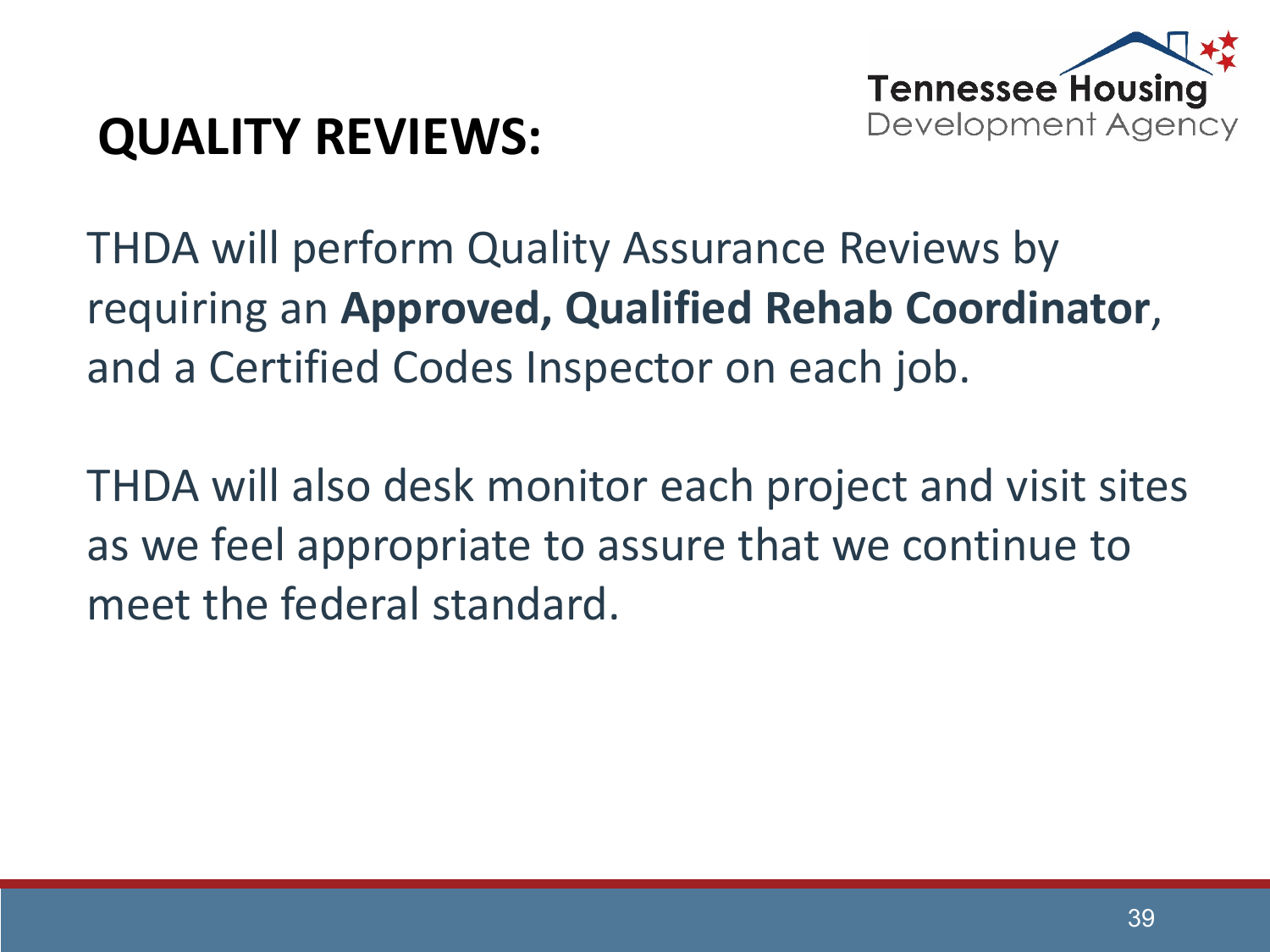# QUALITY REVIEWS:

THDA will perform Quality Assurance Reviews by requiring an **Approved, Qualified Rehab Coordinator**, and a Certified Codes Inspector on each job.

THDA will also desk monitor each project and visit sites as we feel appropriate to assure that we continue to meet the federal standard.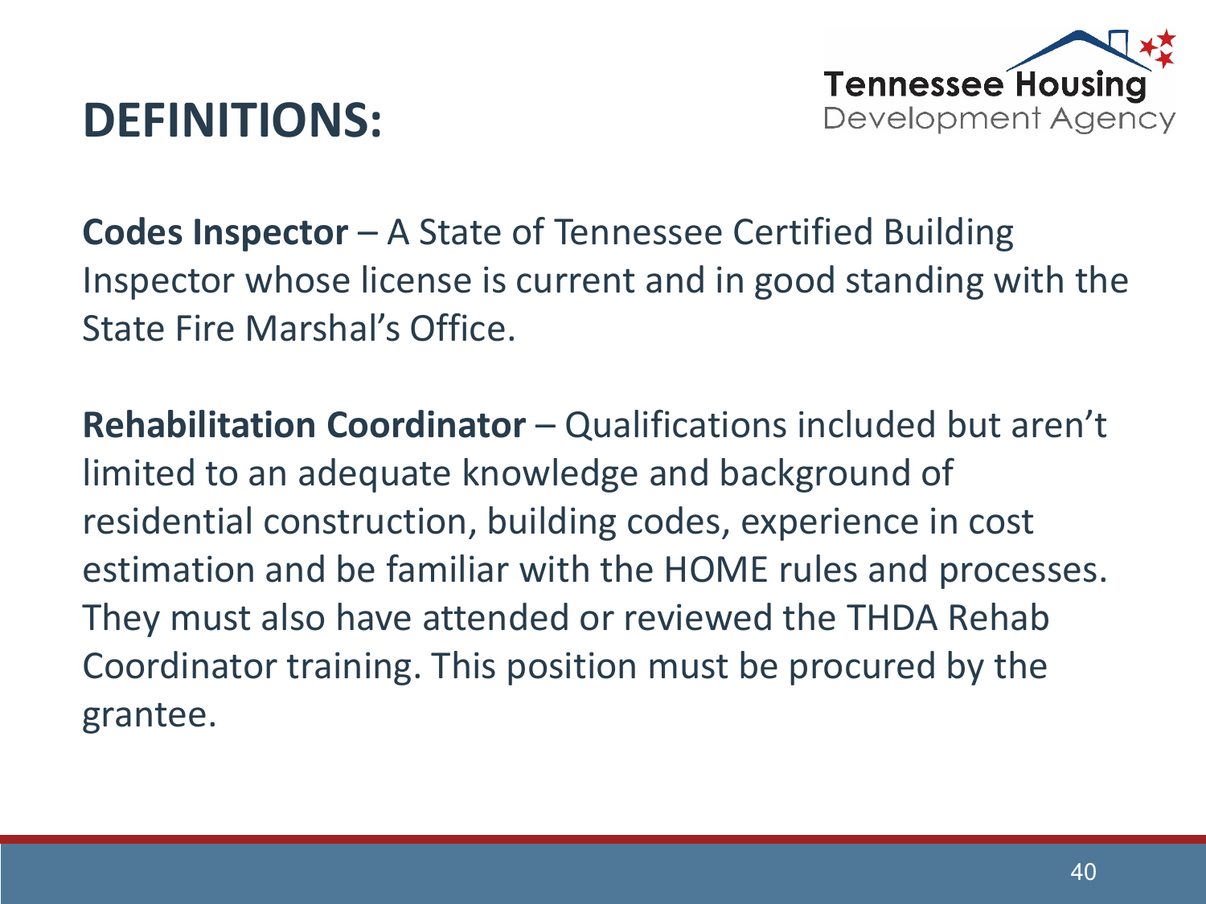# DEFINITIONS:

**Codes Inspector** – A State of Tennessee Certified Building Inspector whose license is current and in good standing with the State Fire Marshal's Office.

**Rehabilitation Coordinator** – Qualifications included but aren't limited to an adequate knowledge and background of residential construction, building codes, experience in cost estimation and be familiar with the HOME rules and processes. They must also have attended or reviewed the THDA Rehab Coordinator training. This position must be procured by the grantee.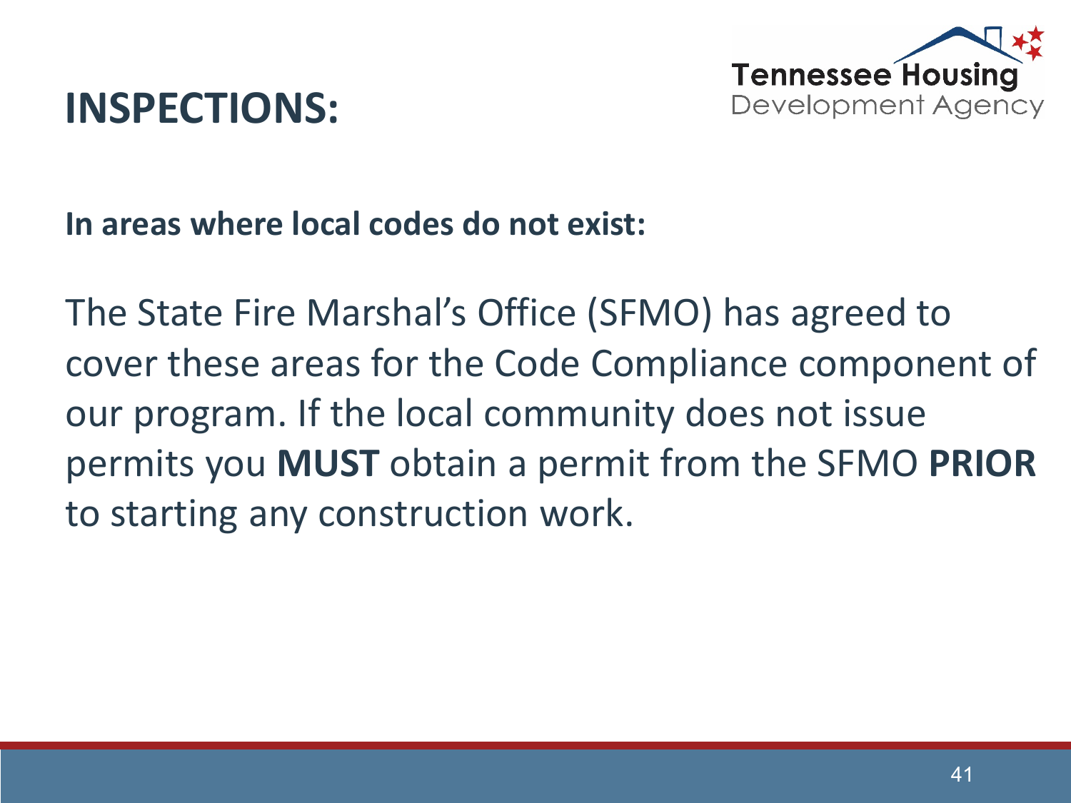# INSPECTIONS:

**In areas where local codes do not exist:**

The State Fire Marshal's Office (SFMO) has agreed to cover these areas for the Code Compliance component of our program. If the local community does not issue permits you **MUST** obtain a permit from the SFMO **PRIOR** to starting any construction work.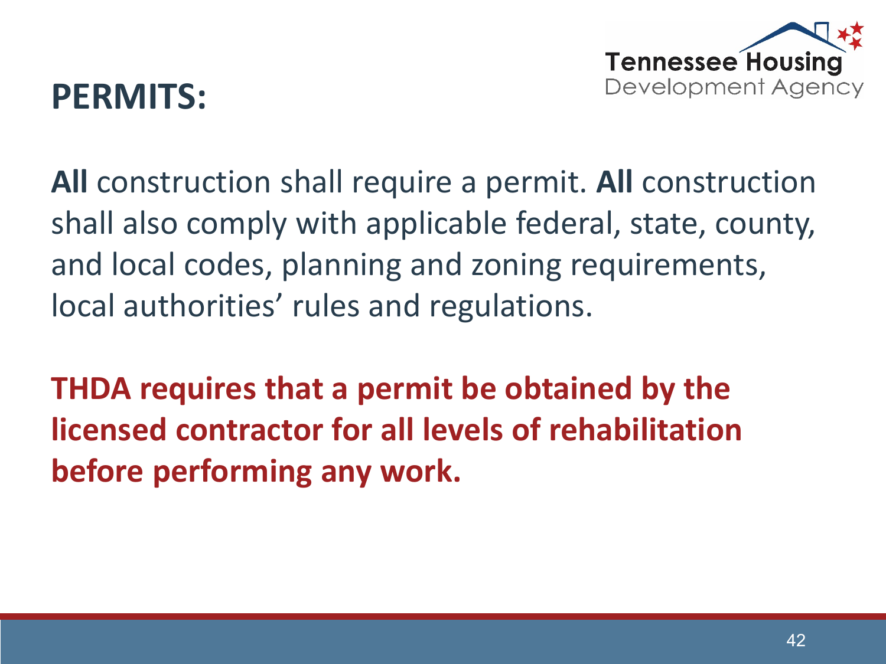# PERMITS:

**All** construction shall require a permit. **All** construction shall also comply with applicable federal, state, county, and local codes, planning and zoning requirements, local authorities' rules and regulations.

**THDA requires that a permit be obtained by the licensed contractor for all levels of rehabilitation before performing any work.**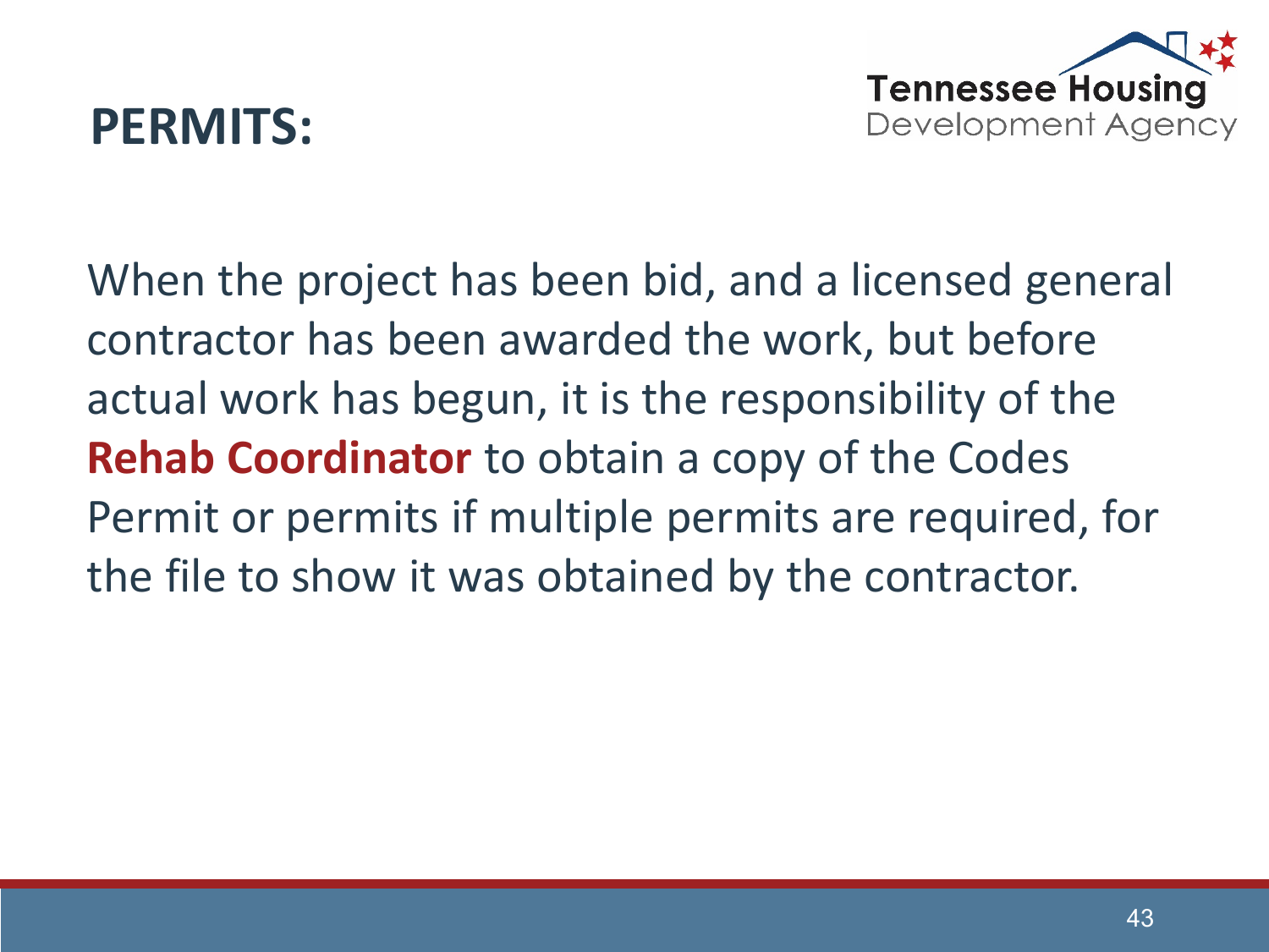# PERMITS:

When the project has been bid, and a licensed general contractor has been awarded the work, but before actual work has begun, it is the responsibility of the **Rehab Coordinator** to obtain a copy of the Codes Permit or permits if multiple permits are required, for the file to show it was obtained by the contractor.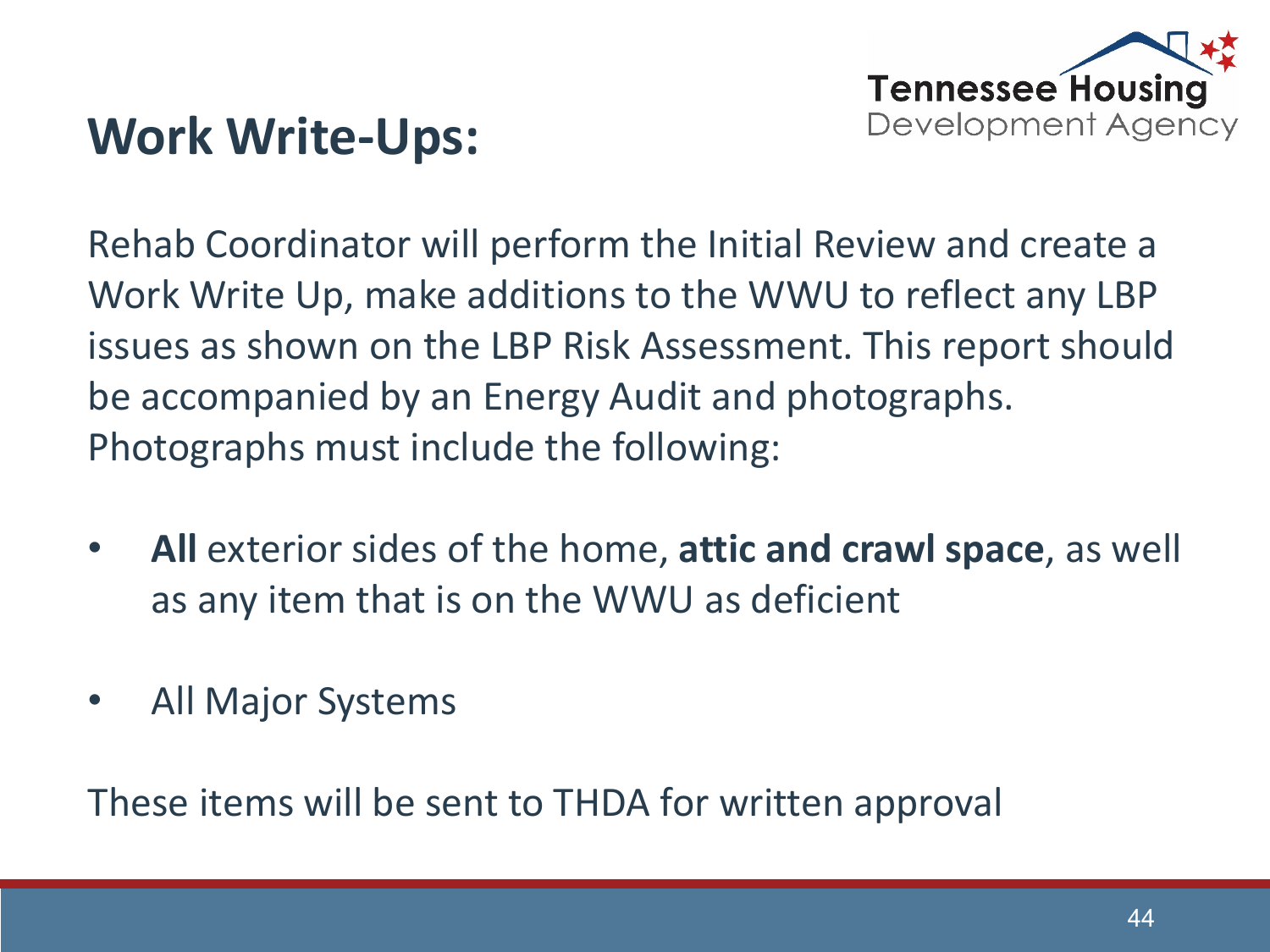# Work Write-Ups:

Rehab Coordinator will perform the Initial Review and create a Work Write Up, make additions to the WWU to reflect any LBP issues as shown on the LBP Risk Assessment. This report should be accompanied by an Energy Audit and photographs. Photographs must include the following:

- **All** exterior sides of the home, **attic and crawl space**, as well as any item that is on the WWU as deficient
- All Major Systems

These items will be sent to THDA for written approval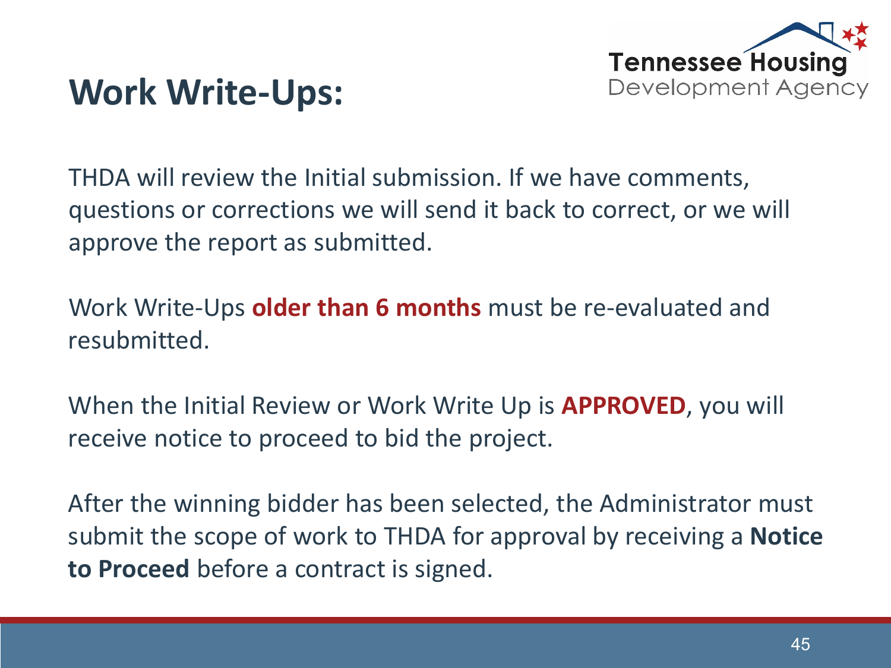# Work Write-Ups:

THDA will review the Initial submission. If we have comments, questions or corrections we will send it back to correct, or we will approve the report as submitted.

Work Write-Ups **older than 6 months** must be re-evaluated and resubmitted.

When the Initial Review or Work Write Up is **APPROVED**, you will receive notice to proceed to bid the project.

After the winning bidder has been selected, the Administrator must submit the scope of work to THDA for approval by receiving a **Notice to Proceed** before a contract is signed.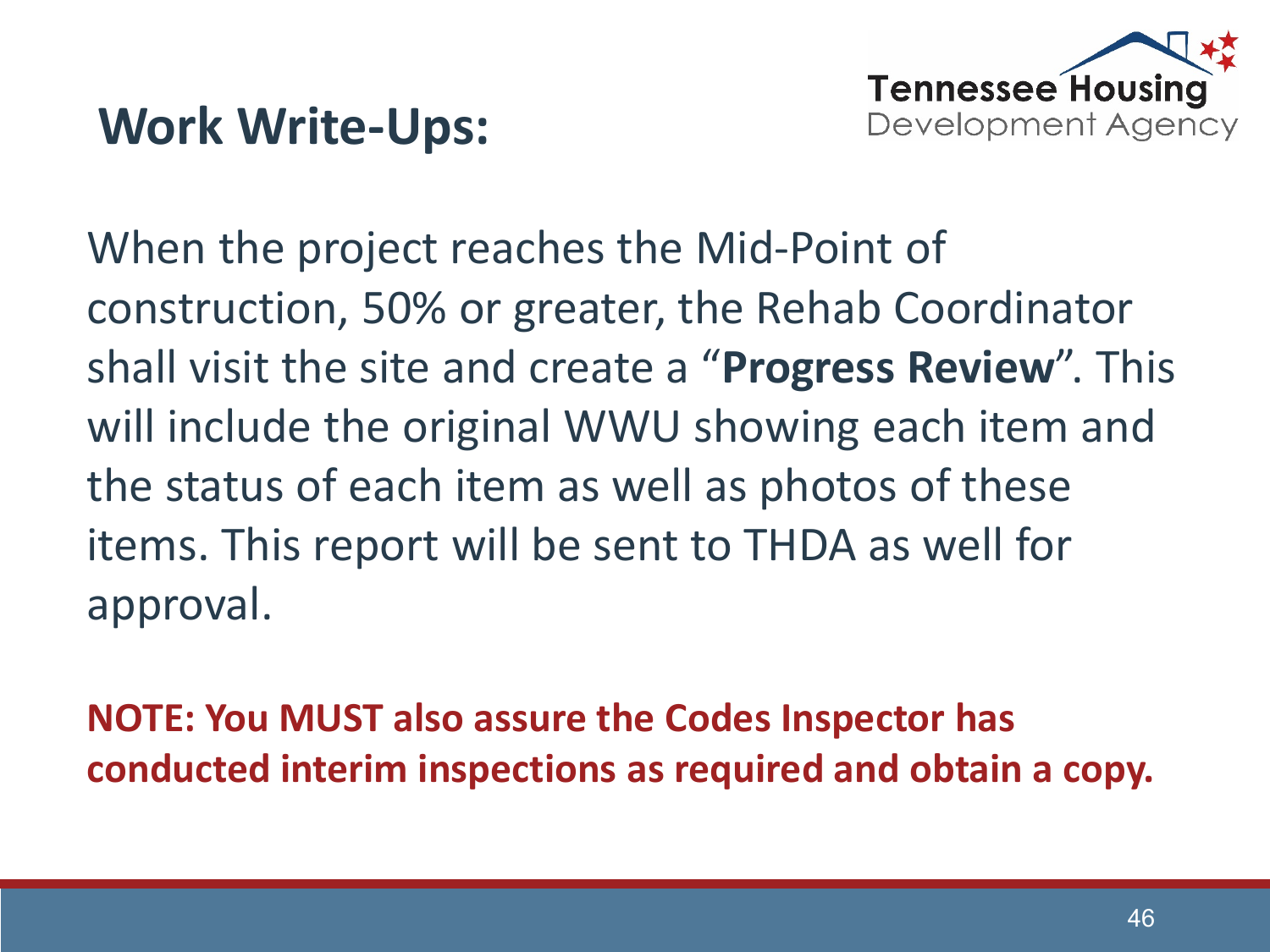## Work Write-Ups:

When the project reaches the Mid-Point of construction, 50% or greater, the Rehab Coordinator shall visit the site and create a "**Progress Review**". This will include the original WWU showing each item and the status of each item as well as photos of these items. This report will be sent to THDA as well for approval.

**NOTE: You MUST also assure the Codes Inspector has conducted interim inspections as required and obtain a copy.**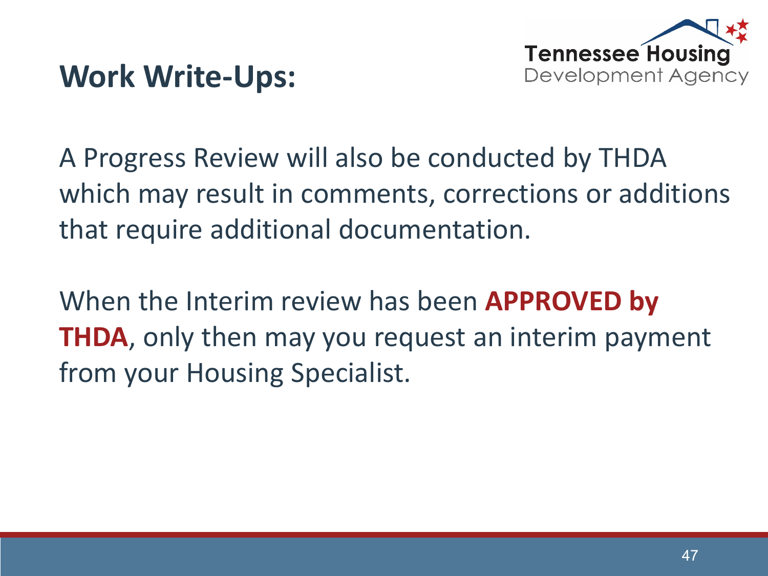# Work Write-Ups:

A Progress Review will also be conducted by THDA which may result in comments, corrections or additions that require additional documentation.

When the Interim review has been **APPROVED by THDA**, only then may you request an interim payment from your Housing Specialist.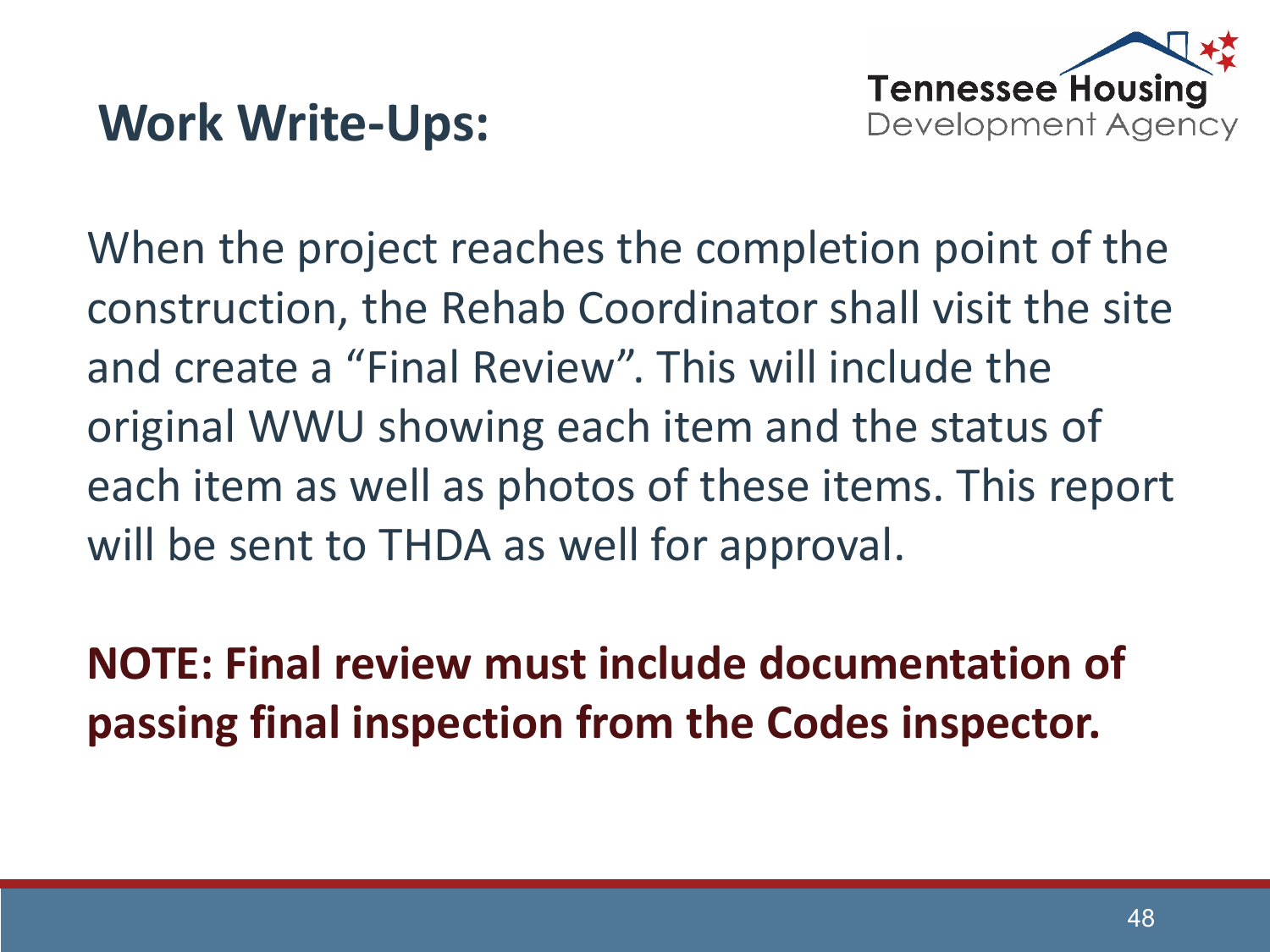# Work Write-Ups:

When the project reaches the completion point of the construction, the Rehab Coordinator shall visit the site and create a "Final Review". This will include the original WWU showing each item and the status of each item as well as photos of these items. This report will be sent to THDA as well for approval.

**NOTE: Final review must include documentation of passing final inspection from the Codes inspector.**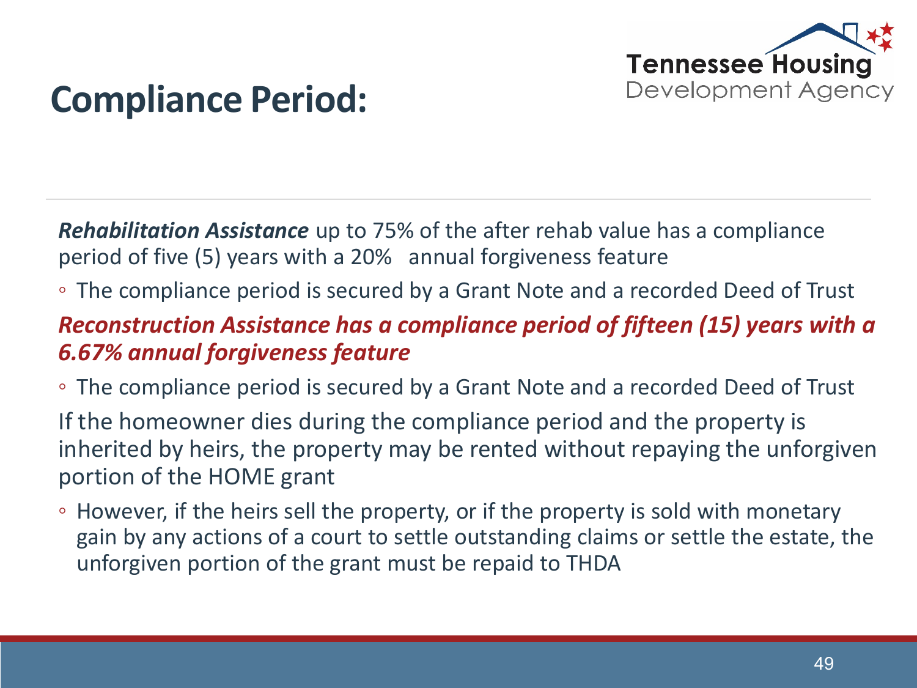# Compliance Period:

***Rehabilitation Assistance*** up to 75% of the after rehab value has a compliance period of five (5) years with a 20% annual forgiveness feature

- The compliance period is secured by a Grant Note and a recorded Deed of Trust

***Reconstruction Assistance has a compliance period of fifteen (15) years with a 6.67% annual forgiveness feature***

- The compliance period is secured by a Grant Note and a recorded Deed of Trust

If the homeowner dies during the compliance period and the property is inherited by heirs, the property may be rented without repaying the unforgiven portion of the HOME grant

- However, if the heirs sell the property, or if the property is sold with monetary gain by any actions of a court to settle outstanding claims or settle the estate, the unforgiven portion of the grant must be repaid to THDA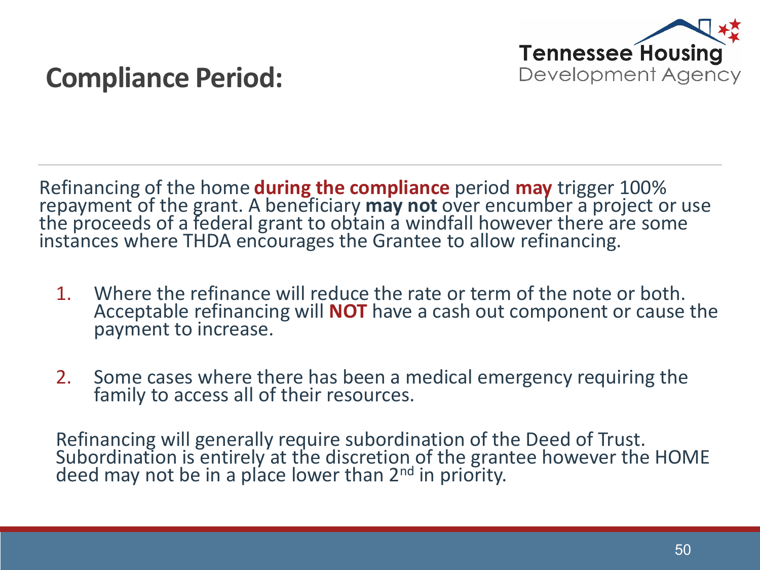# Compliance Period:

Refinancing of the home **during the compliance** period **may** trigger 100% repayment of the grant. A beneficiary **may not** over encumber a project or use the proceeds of a federal grant to obtain a windfall however there are some instances where THDA encourages the Grantee to allow refinancing.

1. Where the refinance will reduce the rate or term of the note or both. Acceptable refinancing will **NOT** have a cash out component or cause the payment to increase.
2. Some cases where there has been a medical emergency requiring the family to access all of their resources.

Refinancing will generally require subordination of the Deed of Trust. Subordination is entirely at the discretion of the grantee however the HOME deed may not be in a place lower than 2nd in priority.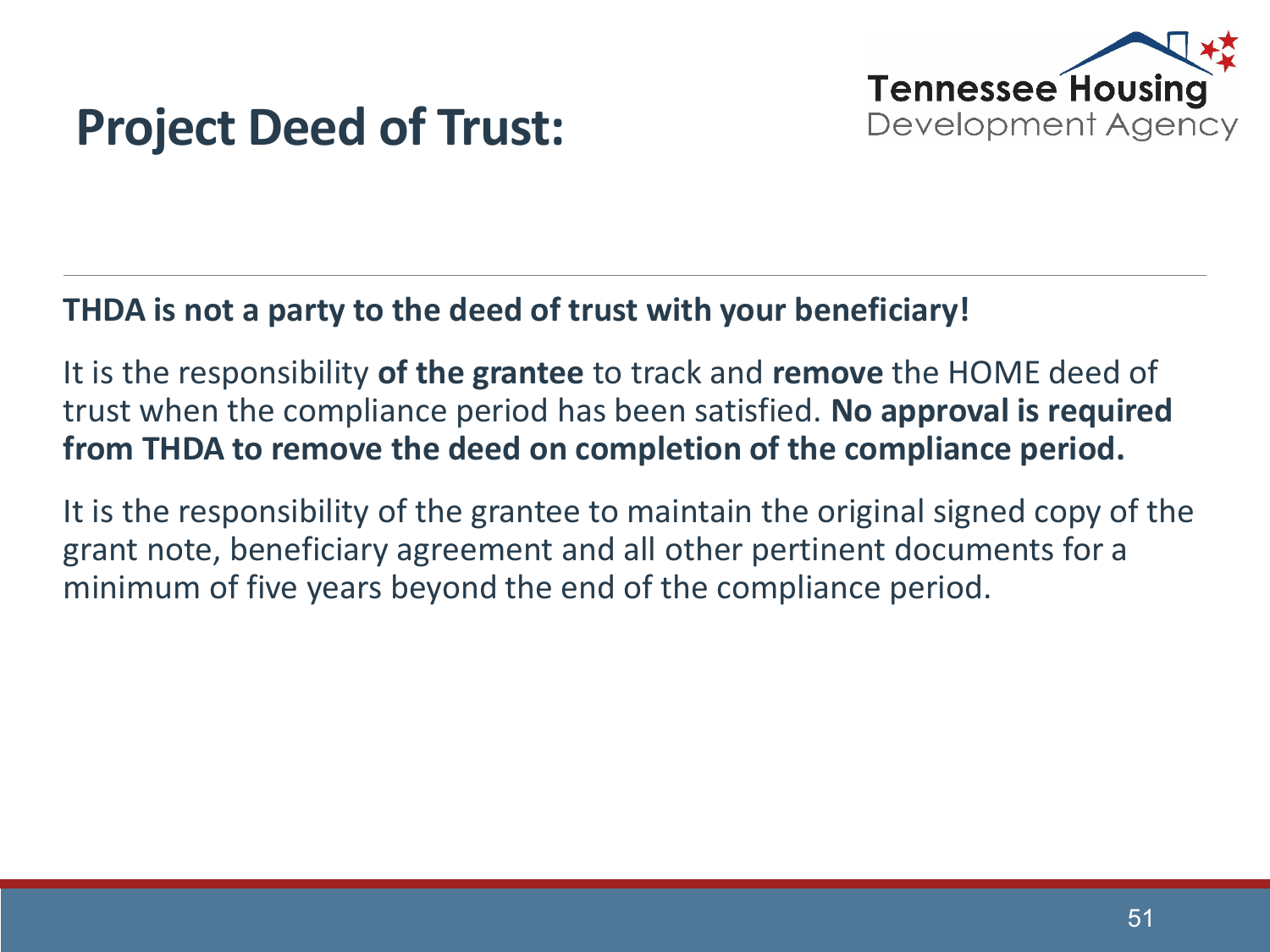# Project Deed of Trust:

**THDA is not a party to the deed of trust with your beneficiary!**

It is the responsibility **of the grantee** to track and **remove** the HOME deed of trust when the compliance period has been satisfied. **No approval is required from THDA to remove the deed on completion of the compliance period.**

It is the responsibility of the grantee to maintain the original signed copy of the grant note, beneficiary agreement and all other pertinent documents for a minimum of five years beyond the end of the compliance period.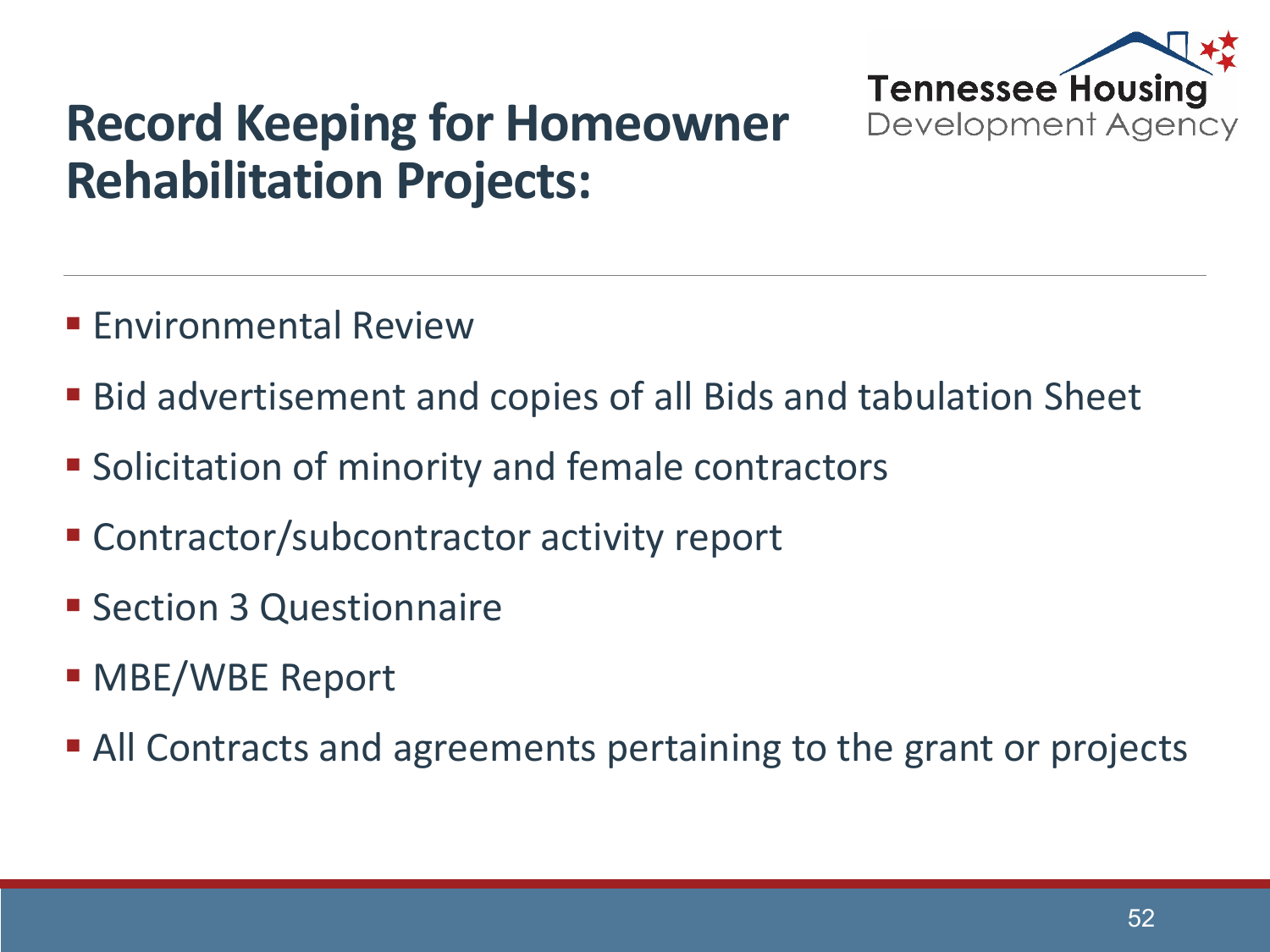# Record Keeping for Homeowner Rehabilitation Projects:

- Environmental Review
- Bid advertisement and copies of all Bids and tabulation Sheet
- Solicitation of minority and female contractors
- Contractor/subcontractor activity report
- Section 3 Questionnaire
- MBE/WBE Report
- All Contracts and agreements pertaining to the grant or projects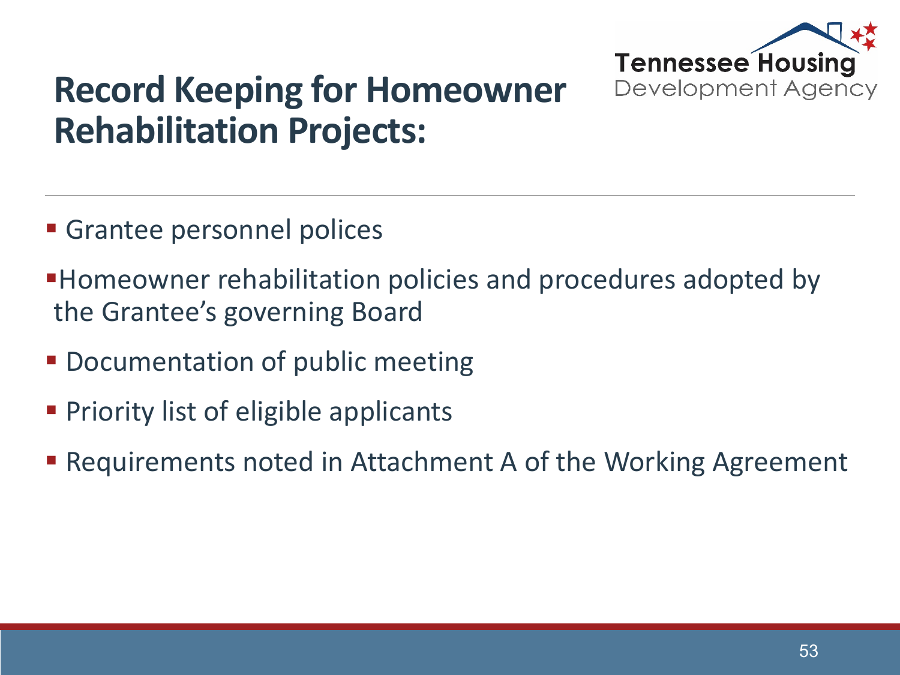# Record Keeping for Homeowner Rehabilitation Projects:

- Grantee personnel polices
- Homeowner rehabilitation policies and procedures adopted by the Grantee's governing Board
- Documentation of public meeting
- Priority list of eligible applicants
- Requirements noted in Attachment A of the Working Agreement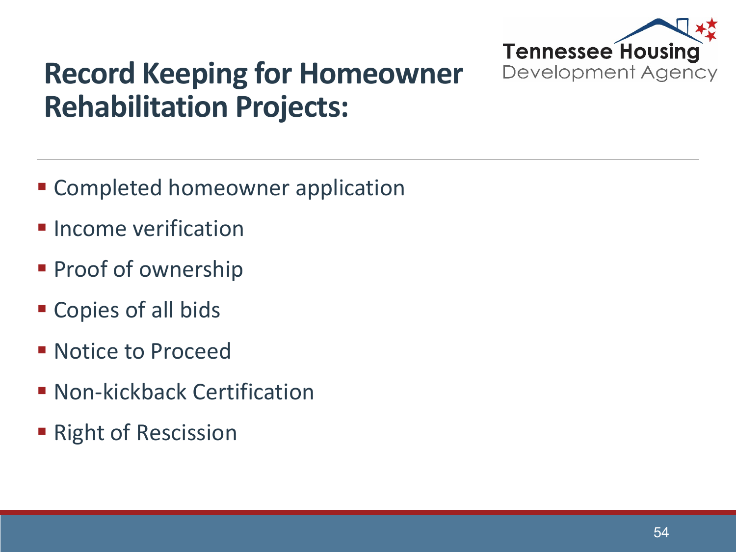# Record Keeping for Homeowner Rehabilitation Projects:

Tennessee Housing Development Agency

- Completed homeowner application
- Income verification
- Proof of ownership
- Copies of all bids
- Notice to Proceed
- Non-kickback Certification
- Right of Rescission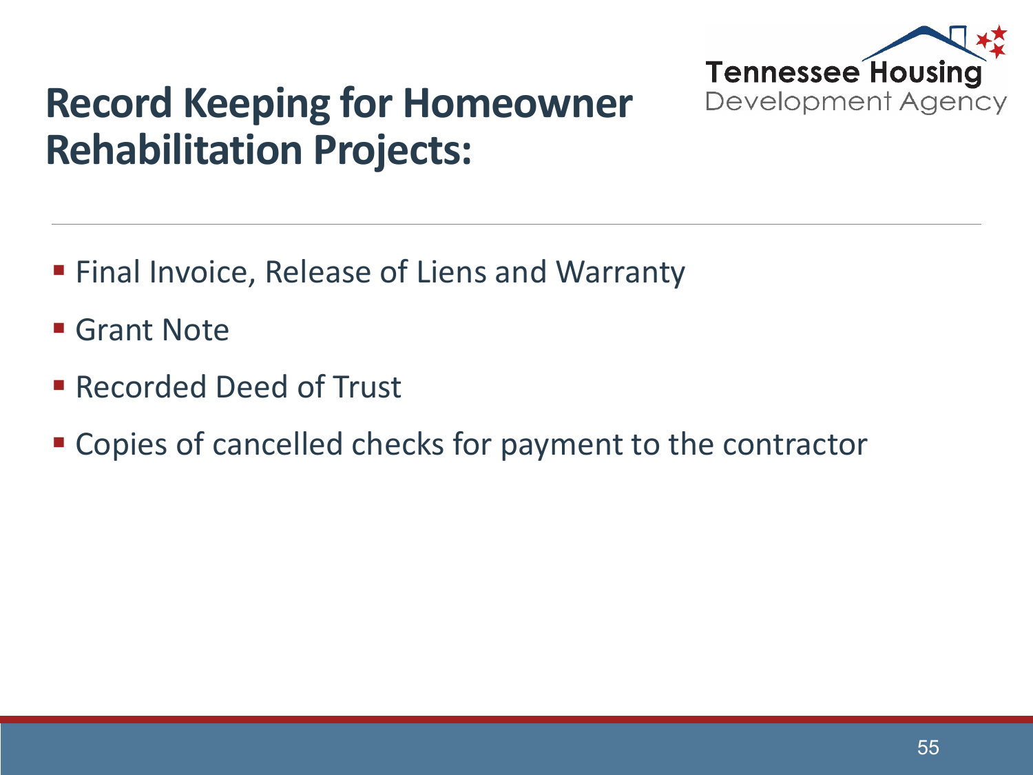# Record Keeping for Homeowner Rehabilitation Projects:

Tennessee Housing Development Agency

- Final Invoice, Release of Liens and Warranty
- Grant Note
- Recorded Deed of Trust
- Copies of cancelled checks for payment to the contractor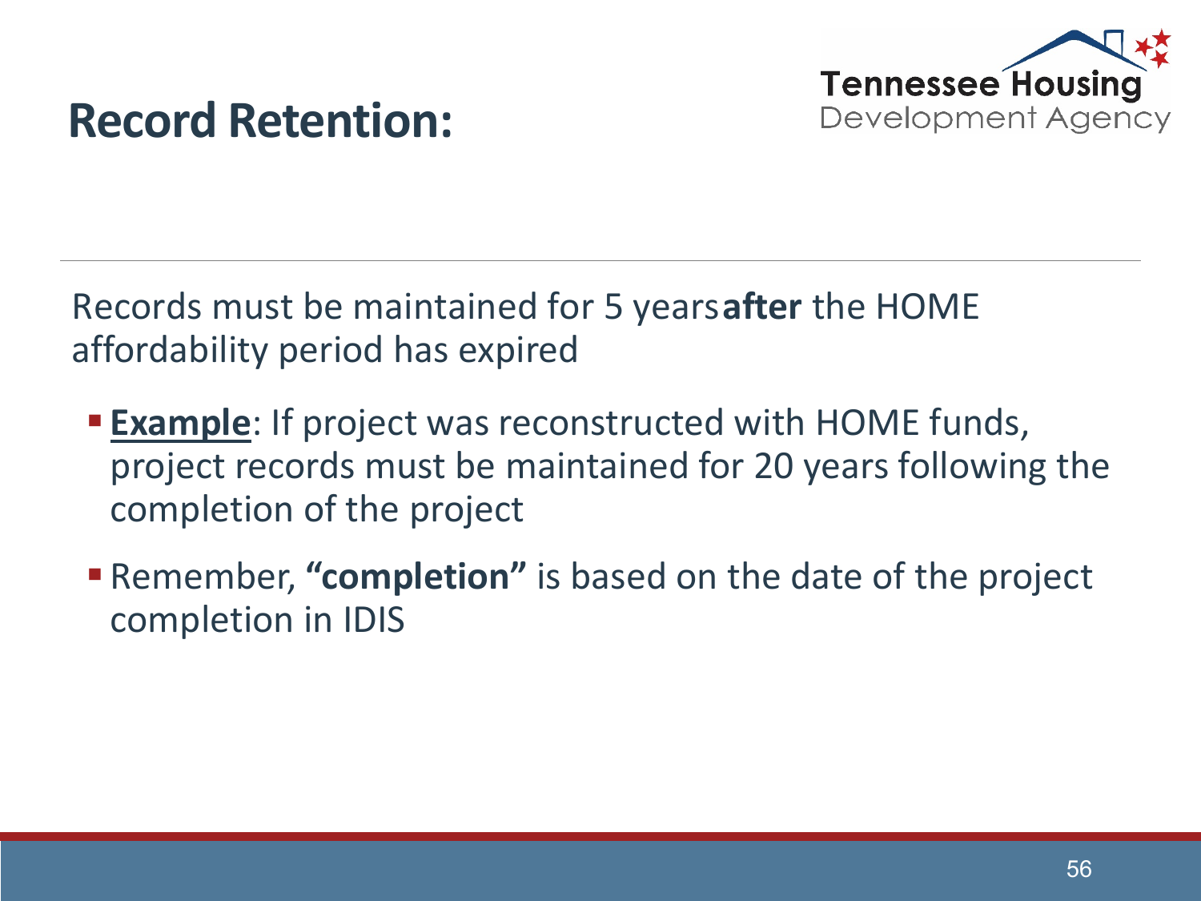# Record Retention:

Tennessee Housing Development Agency

Records must be maintained for 5 years **after** the HOME affordability period has expired

- **Example**: If project was reconstructed with HOME funds, project records must be maintained for 20 years following the completion of the project
- Remember, **"completion"** is based on the date of the project completion in IDIS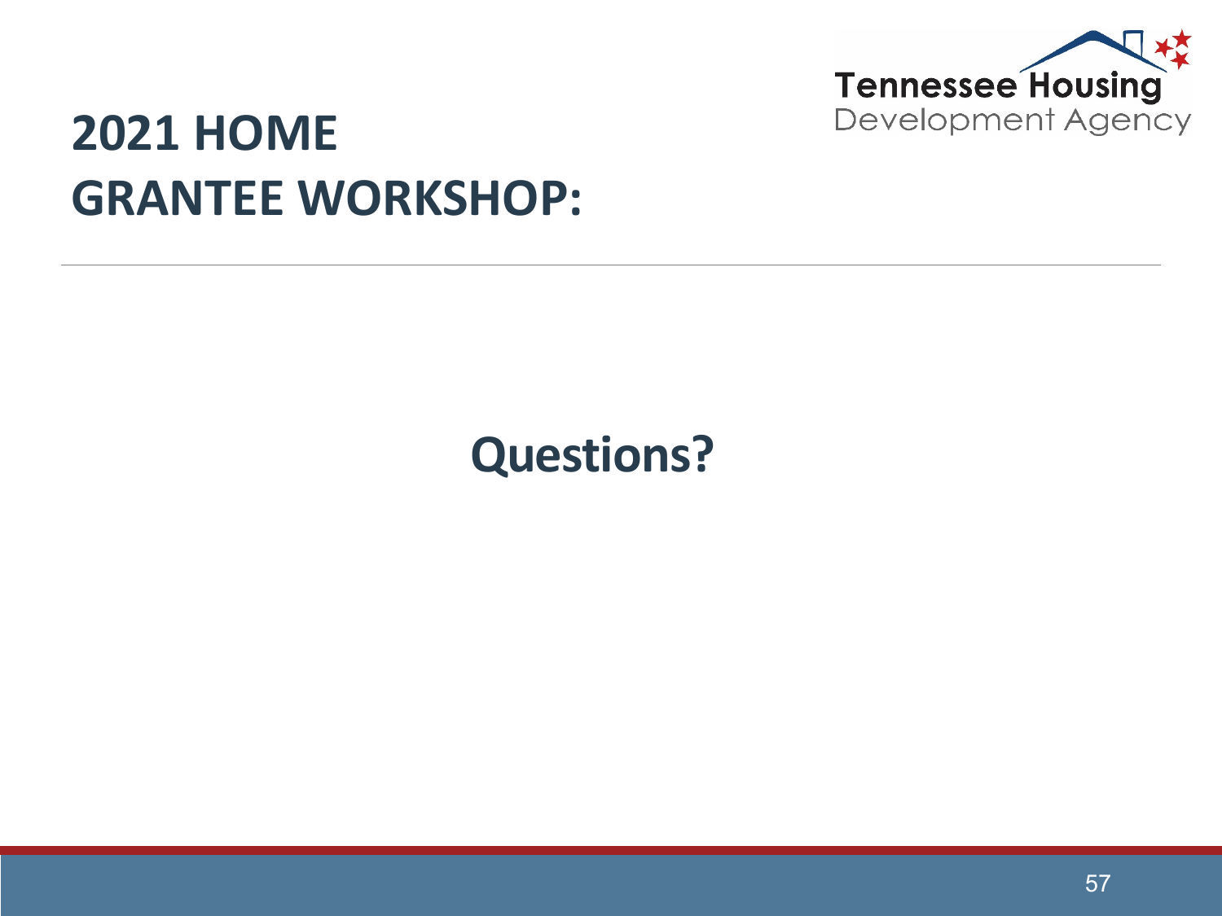# 2021 HOME GRANTEE WORKSHOP:

Tennessee Housing Development Agency

## Questions?